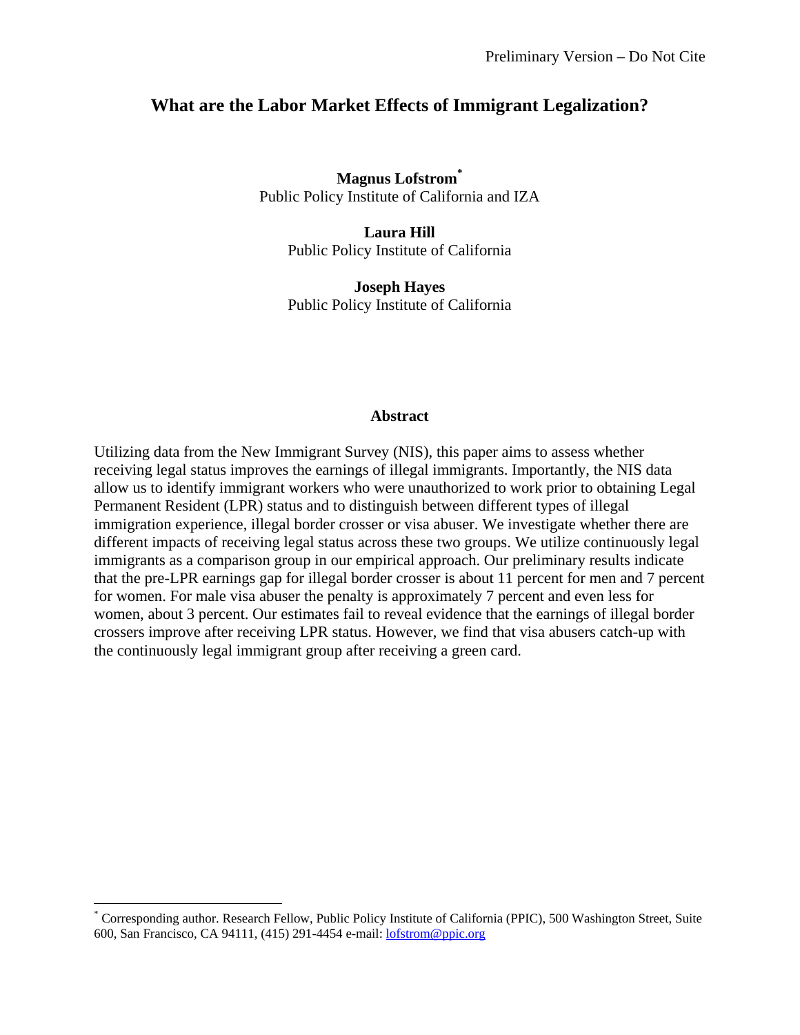Preliminary Version – Do Not Cite

# What are the Labor Market Effects of Immigrant Legalization?

**Magnus Lofstrom**[*]
Public Policy Institute of California and IZA

**Laura Hill**
Public Policy Institute of California

**Joseph Hayes**
Public Policy Institute of California

## Abstract

Utilizing data from the New Immigrant Survey (NIS), this paper aims to assess whether receiving legal status improves the earnings of illegal immigrants. Importantly, the NIS data allow us to identify immigrant workers who were unauthorized to work prior to obtaining Legal Permanent Resident (LPR) status and to distinguish between different types of illegal immigration experience, illegal border crosser or visa abuser. We investigate whether there are different impacts of receiving legal status across these two groups. We utilize continuously legal immigrants as a comparison group in our empirical approach. Our preliminary results indicate that the pre-LPR earnings gap for illegal border crosser is about 11 percent for men and 7 percent for women. For male visa abuser the penalty is approximately 7 percent and even less for women, about 3 percent. Our estimates fail to reveal evidence that the earnings of illegal border crossers improve after receiving LPR status. However, we find that visa abusers catch-up with the continuously legal immigrant group after receiving a green card.

[*] Corresponding author. Research Fellow, Public Policy Institute of California (PPIC), 500 Washington Street, Suite 600, San Francisco, CA 94111, (415) 291-4454 e-mail: lofstrom@ppic.org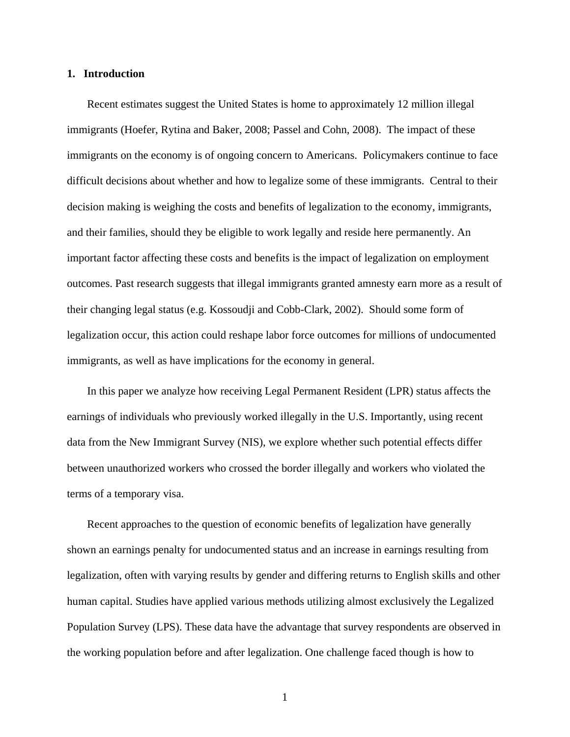## 1. Introduction

Recent estimates suggest the United States is home to approximately 12 million illegal immigrants (Hoefer, Rytina and Baker, 2008; Passel and Cohn, 2008). The impact of these immigrants on the economy is of ongoing concern to Americans. Policymakers continue to face difficult decisions about whether and how to legalize some of these immigrants. Central to their decision making is weighing the costs and benefits of legalization to the economy, immigrants, and their families, should they be eligible to work legally and reside here permanently. An important factor affecting these costs and benefits is the impact of legalization on employment outcomes. Past research suggests that illegal immigrants granted amnesty earn more as a result of their changing legal status (e.g. Kossoudji and Cobb-Clark, 2002). Should some form of legalization occur, this action could reshape labor force outcomes for millions of undocumented immigrants, as well as have implications for the economy in general.

In this paper we analyze how receiving Legal Permanent Resident (LPR) status affects the earnings of individuals who previously worked illegally in the U.S. Importantly, using recent data from the New Immigrant Survey (NIS), we explore whether such potential effects differ between unauthorized workers who crossed the border illegally and workers who violated the terms of a temporary visa.

Recent approaches to the question of economic benefits of legalization have generally shown an earnings penalty for undocumented status and an increase in earnings resulting from legalization, often with varying results by gender and differing returns to English skills and other human capital. Studies have applied various methods utilizing almost exclusively the Legalized Population Survey (LPS). These data have the advantage that survey respondents are observed in the working population before and after legalization. One challenge faced though is how to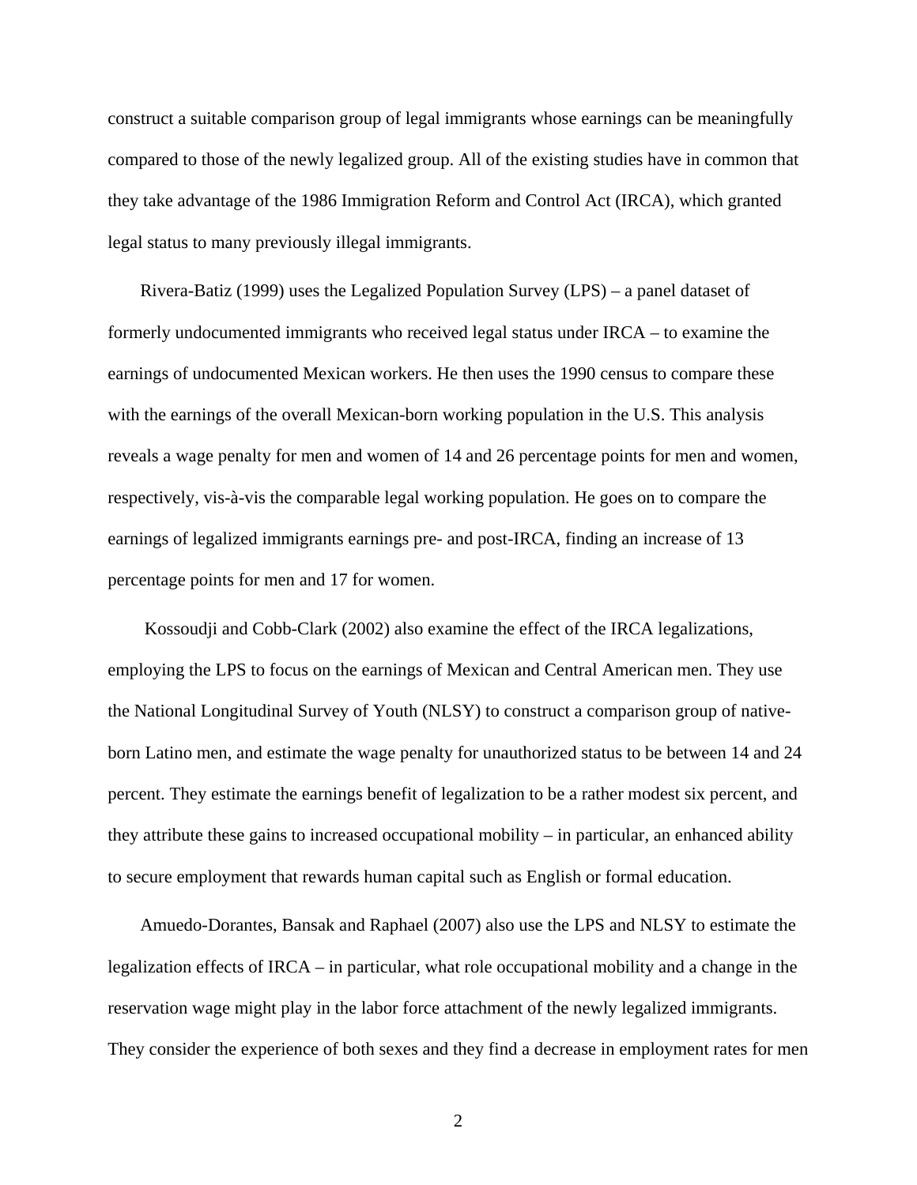construct a suitable comparison group of legal immigrants whose earnings can be meaningfully compared to those of the newly legalized group. All of the existing studies have in common that they take advantage of the 1986 Immigration Reform and Control Act (IRCA), which granted legal status to many previously illegal immigrants.

Rivera-Batiz (1999) uses the Legalized Population Survey (LPS) – a panel dataset of formerly undocumented immigrants who received legal status under IRCA – to examine the earnings of undocumented Mexican workers. He then uses the 1990 census to compare these with the earnings of the overall Mexican-born working population in the U.S. This analysis reveals a wage penalty for men and women of 14 and 26 percentage points for men and women, respectively, vis-à-vis the comparable legal working population. He goes on to compare the earnings of legalized immigrants earnings pre- and post-IRCA, finding an increase of 13 percentage points for men and 17 for women.

Kossoudji and Cobb-Clark (2002) also examine the effect of the IRCA legalizations, employing the LPS to focus on the earnings of Mexican and Central American men. They use the National Longitudinal Survey of Youth (NLSY) to construct a comparison group of native-born Latino men, and estimate the wage penalty for unauthorized status to be between 14 and 24 percent. They estimate the earnings benefit of legalization to be a rather modest six percent, and they attribute these gains to increased occupational mobility – in particular, an enhanced ability to secure employment that rewards human capital such as English or formal education.

Amuedo-Dorantes, Bansak and Raphael (2007) also use the LPS and NLSY to estimate the legalization effects of IRCA – in particular, what role occupational mobility and a change in the reservation wage might play in the labor force attachment of the newly legalized immigrants. They consider the experience of both sexes and they find a decrease in employment rates for men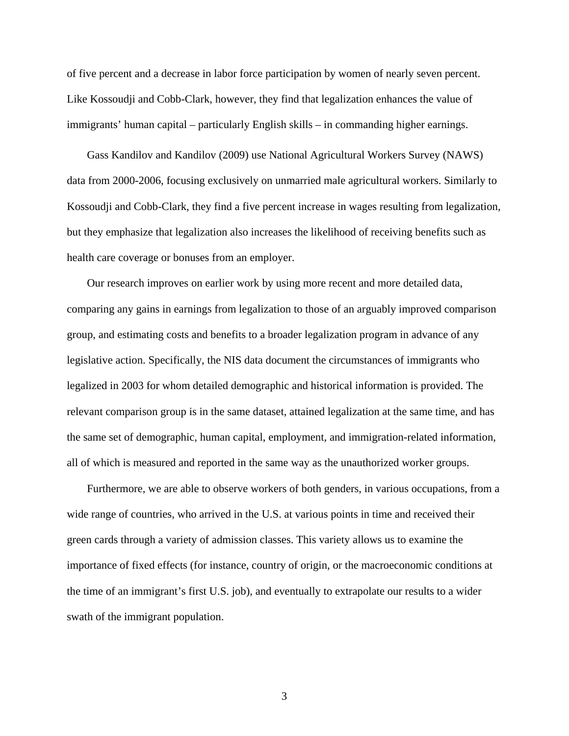of five percent and a decrease in labor force participation by women of nearly seven percent. Like Kossoudji and Cobb-Clark, however, they find that legalization enhances the value of immigrants' human capital – particularly English skills – in commanding higher earnings.

Gass Kandilov and Kandilov (2009) use National Agricultural Workers Survey (NAWS) data from 2000-2006, focusing exclusively on unmarried male agricultural workers. Similarly to Kossoudji and Cobb-Clark, they find a five percent increase in wages resulting from legalization, but they emphasize that legalization also increases the likelihood of receiving benefits such as health care coverage or bonuses from an employer.

Our research improves on earlier work by using more recent and more detailed data, comparing any gains in earnings from legalization to those of an arguably improved comparison group, and estimating costs and benefits to a broader legalization program in advance of any legislative action. Specifically, the NIS data document the circumstances of immigrants who legalized in 2003 for whom detailed demographic and historical information is provided. The relevant comparison group is in the same dataset, attained legalization at the same time, and has the same set of demographic, human capital, employment, and immigration-related information, all of which is measured and reported in the same way as the unauthorized worker groups.

Furthermore, we are able to observe workers of both genders, in various occupations, from a wide range of countries, who arrived in the U.S. at various points in time and received their green cards through a variety of admission classes. This variety allows us to examine the importance of fixed effects (for instance, country of origin, or the macroeconomic conditions at the time of an immigrant's first U.S. job), and eventually to extrapolate our results to a wider swath of the immigrant population.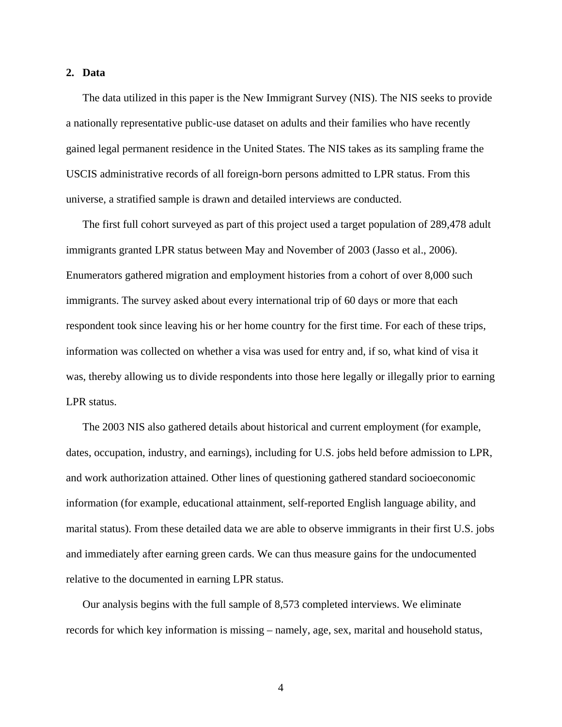## 2. Data

The data utilized in this paper is the New Immigrant Survey (NIS). The NIS seeks to provide a nationally representative public-use dataset on adults and their families who have recently gained legal permanent residence in the United States. The NIS takes as its sampling frame the USCIS administrative records of all foreign-born persons admitted to LPR status. From this universe, a stratified sample is drawn and detailed interviews are conducted.

The first full cohort surveyed as part of this project used a target population of 289,478 adult immigrants granted LPR status between May and November of 2003 (Jasso et al., 2006). Enumerators gathered migration and employment histories from a cohort of over 8,000 such immigrants. The survey asked about every international trip of 60 days or more that each respondent took since leaving his or her home country for the first time. For each of these trips, information was collected on whether a visa was used for entry and, if so, what kind of visa it was, thereby allowing us to divide respondents into those here legally or illegally prior to earning LPR status.

The 2003 NIS also gathered details about historical and current employment (for example, dates, occupation, industry, and earnings), including for U.S. jobs held before admission to LPR, and work authorization attained. Other lines of questioning gathered standard socioeconomic information (for example, educational attainment, self-reported English language ability, and marital status). From these detailed data we are able to observe immigrants in their first U.S. jobs and immediately after earning green cards. We can thus measure gains for the undocumented relative to the documented in earning LPR status.

Our analysis begins with the full sample of 8,573 completed interviews. We eliminate records for which key information is missing – namely, age, sex, marital and household status,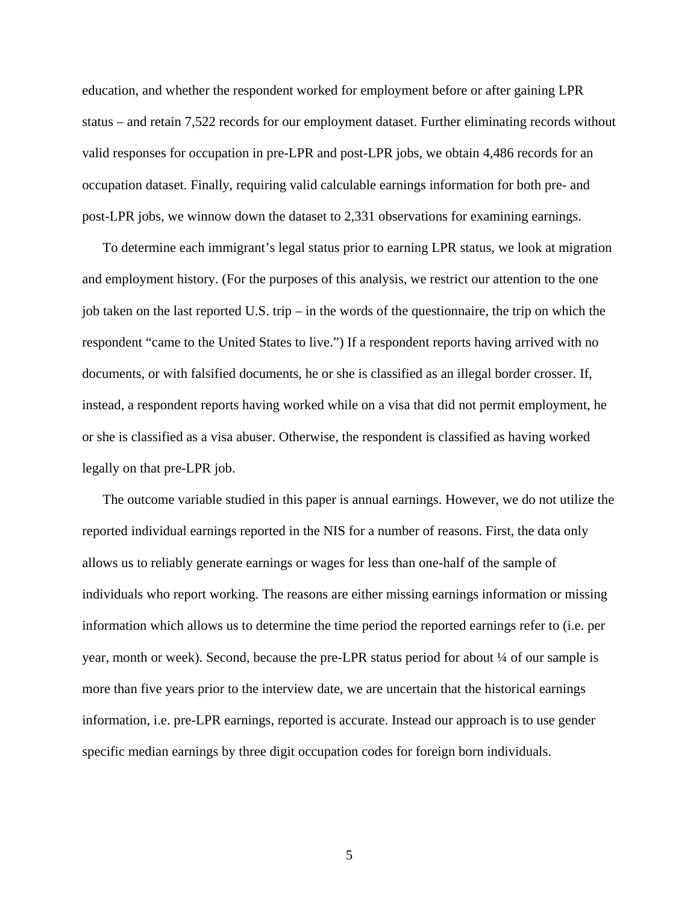education, and whether the respondent worked for employment before or after gaining LPR status – and retain 7,522 records for our employment dataset. Further eliminating records without valid responses for occupation in pre-LPR and post-LPR jobs, we obtain 4,486 records for an occupation dataset. Finally, requiring valid calculable earnings information for both pre- and post-LPR jobs, we winnow down the dataset to 2,331 observations for examining earnings.

To determine each immigrant's legal status prior to earning LPR status, we look at migration and employment history. (For the purposes of this analysis, we restrict our attention to the one job taken on the last reported U.S. trip – in the words of the questionnaire, the trip on which the respondent "came to the United States to live.") If a respondent reports having arrived with no documents, or with falsified documents, he or she is classified as an illegal border crosser. If, instead, a respondent reports having worked while on a visa that did not permit employment, he or she is classified as a visa abuser. Otherwise, the respondent is classified as having worked legally on that pre-LPR job.

The outcome variable studied in this paper is annual earnings. However, we do not utilize the reported individual earnings reported in the NIS for a number of reasons. First, the data only allows us to reliably generate earnings or wages for less than one-half of the sample of individuals who report working. The reasons are either missing earnings information or missing information which allows us to determine the time period the reported earnings refer to (i.e. per year, month or week). Second, because the pre-LPR status period for about ¼ of our sample is more than five years prior to the interview date, we are uncertain that the historical earnings information, i.e. pre-LPR earnings, reported is accurate. Instead our approach is to use gender specific median earnings by three digit occupation codes for foreign born individuals.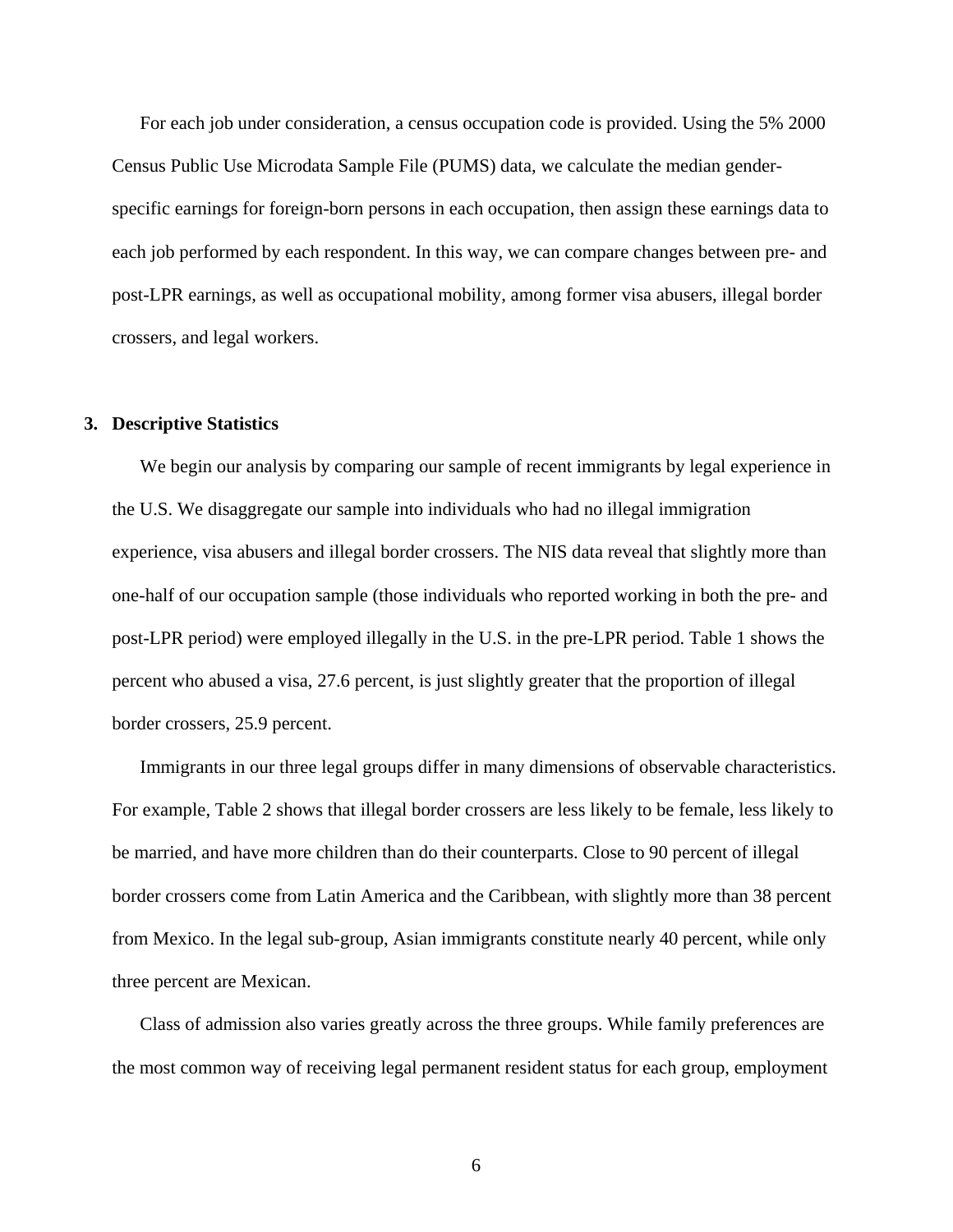For each job under consideration, a census occupation code is provided. Using the 5% 2000 Census Public Use Microdata Sample File (PUMS) data, we calculate the median gender-specific earnings for foreign-born persons in each occupation, then assign these earnings data to each job performed by each respondent. In this way, we can compare changes between pre- and post-LPR earnings, as well as occupational mobility, among former visa abusers, illegal border crossers, and legal workers.

## 3. Descriptive Statistics

We begin our analysis by comparing our sample of recent immigrants by legal experience in the U.S. We disaggregate our sample into individuals who had no illegal immigration experience, visa abusers and illegal border crossers. The NIS data reveal that slightly more than one-half of our occupation sample (those individuals who reported working in both the pre- and post-LPR period) were employed illegally in the U.S. in the pre-LPR period. Table 1 shows the percent who abused a visa, 27.6 percent, is just slightly greater that the proportion of illegal border crossers, 25.9 percent.

Immigrants in our three legal groups differ in many dimensions of observable characteristics. For example, Table 2 shows that illegal border crossers are less likely to be female, less likely to be married, and have more children than do their counterparts. Close to 90 percent of illegal border crossers come from Latin America and the Caribbean, with slightly more than 38 percent from Mexico. In the legal sub-group, Asian immigrants constitute nearly 40 percent, while only three percent are Mexican.

Class of admission also varies greatly across the three groups. While family preferences are the most common way of receiving legal permanent resident status for each group, employment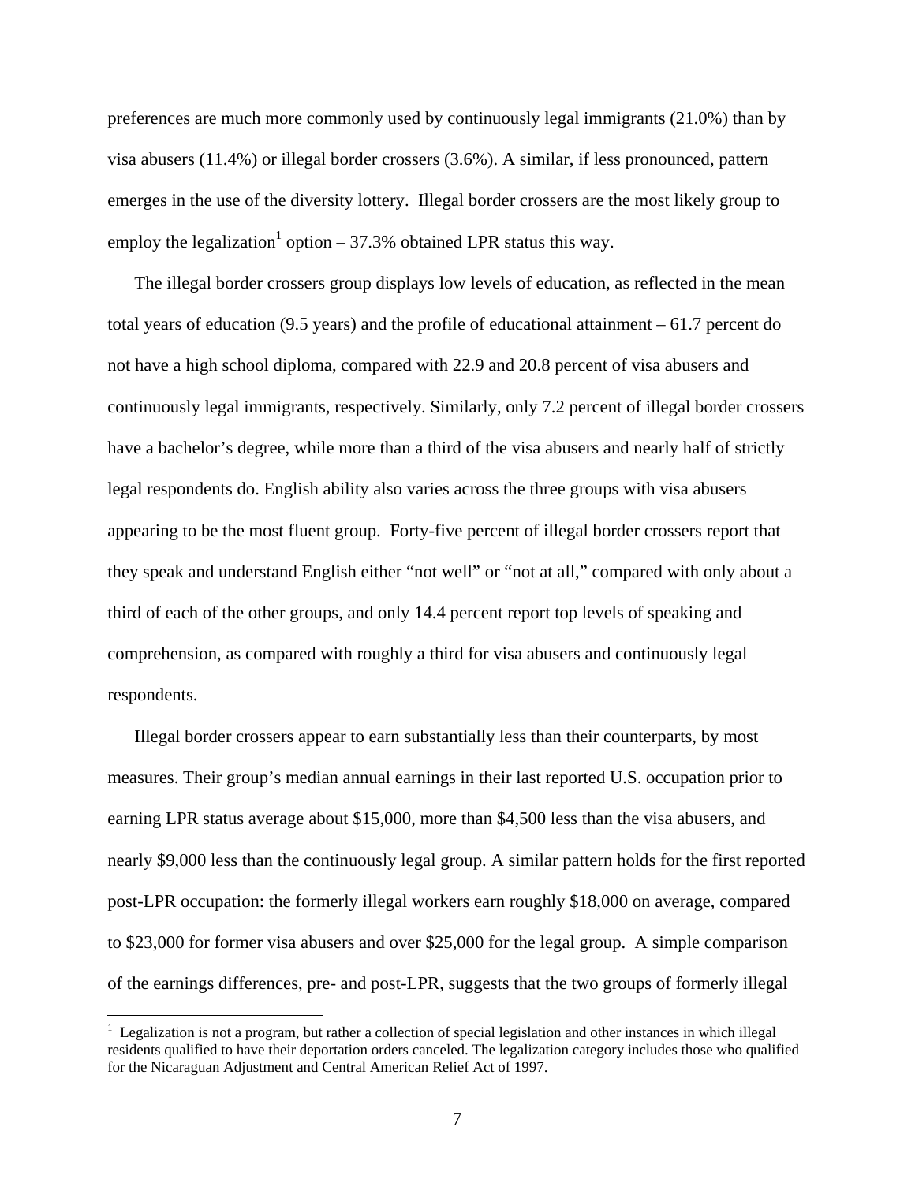preferences are much more commonly used by continuously legal immigrants (21.0%) than by visa abusers (11.4%) or illegal border crossers (3.6%). A similar, if less pronounced, pattern emerges in the use of the diversity lottery. Illegal border crossers are the most likely group to employ the legalization[1] option – 37.3% obtained LPR status this way.

The illegal border crossers group displays low levels of education, as reflected in the mean total years of education (9.5 years) and the profile of educational attainment – 61.7 percent do not have a high school diploma, compared with 22.9 and 20.8 percent of visa abusers and continuously legal immigrants, respectively. Similarly, only 7.2 percent of illegal border crossers have a bachelor's degree, while more than a third of the visa abusers and nearly half of strictly legal respondents do. English ability also varies across the three groups with visa abusers appearing to be the most fluent group. Forty-five percent of illegal border crossers report that they speak and understand English either "not well" or "not at all," compared with only about a third of each of the other groups, and only 14.4 percent report top levels of speaking and comprehension, as compared with roughly a third for visa abusers and continuously legal respondents.

Illegal border crossers appear to earn substantially less than their counterparts, by most measures. Their group's median annual earnings in their last reported U.S. occupation prior to earning LPR status average about $15,000, more than $4,500 less than the visa abusers, and nearly $9,000 less than the continuously legal group. A similar pattern holds for the first reported post-LPR occupation: the formerly illegal workers earn roughly $18,000 on average, compared to $23,000 for former visa abusers and over $25,000 for the legal group. A simple comparison of the earnings differences, pre- and post-LPR, suggests that the two groups of formerly illegal

[1] Legalization is not a program, but rather a collection of special legislation and other instances in which illegal residents qualified to have their deportation orders canceled. The legalization category includes those who qualified for the Nicaraguan Adjustment and Central American Relief Act of 1997.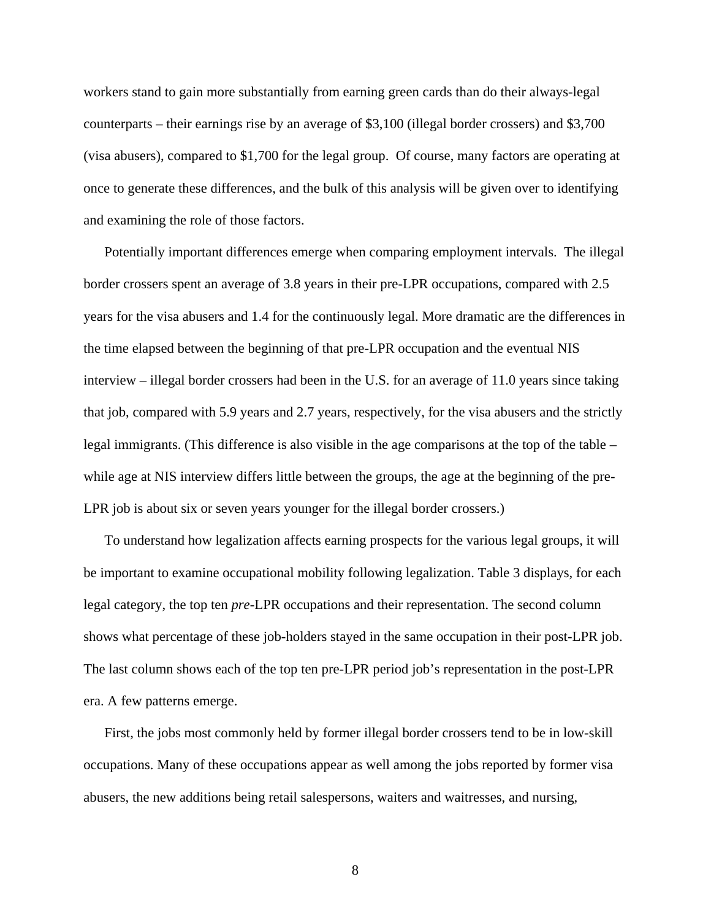workers stand to gain more substantially from earning green cards than do their always-legal counterparts – their earnings rise by an average of $3,100 (illegal border crossers) and $3,700 (visa abusers), compared to $1,700 for the legal group.  Of course, many factors are operating at once to generate these differences, and the bulk of this analysis will be given over to identifying and examining the role of those factors.

Potentially important differences emerge when comparing employment intervals.  The illegal border crossers spent an average of 3.8 years in their pre-LPR occupations, compared with 2.5 years for the visa abusers and 1.4 for the continuously legal. More dramatic are the differences in the time elapsed between the beginning of that pre-LPR occupation and the eventual NIS interview – illegal border crossers had been in the U.S. for an average of 11.0 years since taking that job, compared with 5.9 years and 2.7 years, respectively, for the visa abusers and the strictly legal immigrants. (This difference is also visible in the age comparisons at the top of the table – while age at NIS interview differs little between the groups, the age at the beginning of the pre-LPR job is about six or seven years younger for the illegal border crossers.)

To understand how legalization affects earning prospects for the various legal groups, it will be important to examine occupational mobility following legalization. Table 3 displays, for each legal category, the top ten *pre*-LPR occupations and their representation. The second column shows what percentage of these job-holders stayed in the same occupation in their post-LPR job. The last column shows each of the top ten pre-LPR period job's representation in the post-LPR era. A few patterns emerge.

First, the jobs most commonly held by former illegal border crossers tend to be in low-skill occupations. Many of these occupations appear as well among the jobs reported by former visa abusers, the new additions being retail salespersons, waiters and waitresses, and nursing,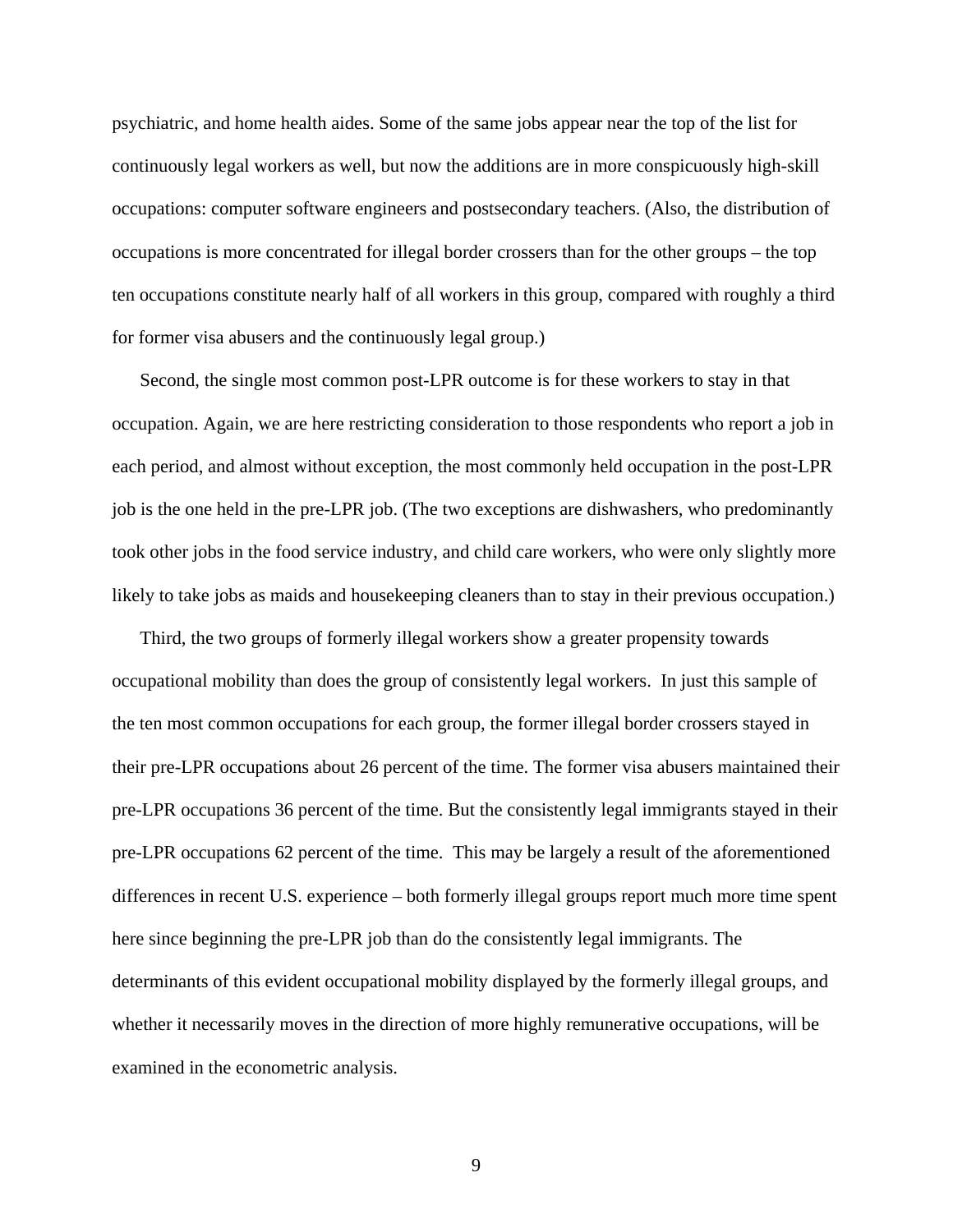psychiatric, and home health aides. Some of the same jobs appear near the top of the list for continuously legal workers as well, but now the additions are in more conspicuously high-skill occupations: computer software engineers and postsecondary teachers. (Also, the distribution of occupations is more concentrated for illegal border crossers than for the other groups – the top ten occupations constitute nearly half of all workers in this group, compared with roughly a third for former visa abusers and the continuously legal group.)

Second, the single most common post-LPR outcome is for these workers to stay in that occupation. Again, we are here restricting consideration to those respondents who report a job in each period, and almost without exception, the most commonly held occupation in the post-LPR job is the one held in the pre-LPR job. (The two exceptions are dishwashers, who predominantly took other jobs in the food service industry, and child care workers, who were only slightly more likely to take jobs as maids and housekeeping cleaners than to stay in their previous occupation.)

Third, the two groups of formerly illegal workers show a greater propensity towards occupational mobility than does the group of consistently legal workers. In just this sample of the ten most common occupations for each group, the former illegal border crossers stayed in their pre-LPR occupations about 26 percent of the time. The former visa abusers maintained their pre-LPR occupations 36 percent of the time. But the consistently legal immigrants stayed in their pre-LPR occupations 62 percent of the time. This may be largely a result of the aforementioned differences in recent U.S. experience – both formerly illegal groups report much more time spent here since beginning the pre-LPR job than do the consistently legal immigrants. The determinants of this evident occupational mobility displayed by the formerly illegal groups, and whether it necessarily moves in the direction of more highly remunerative occupations, will be examined in the econometric analysis.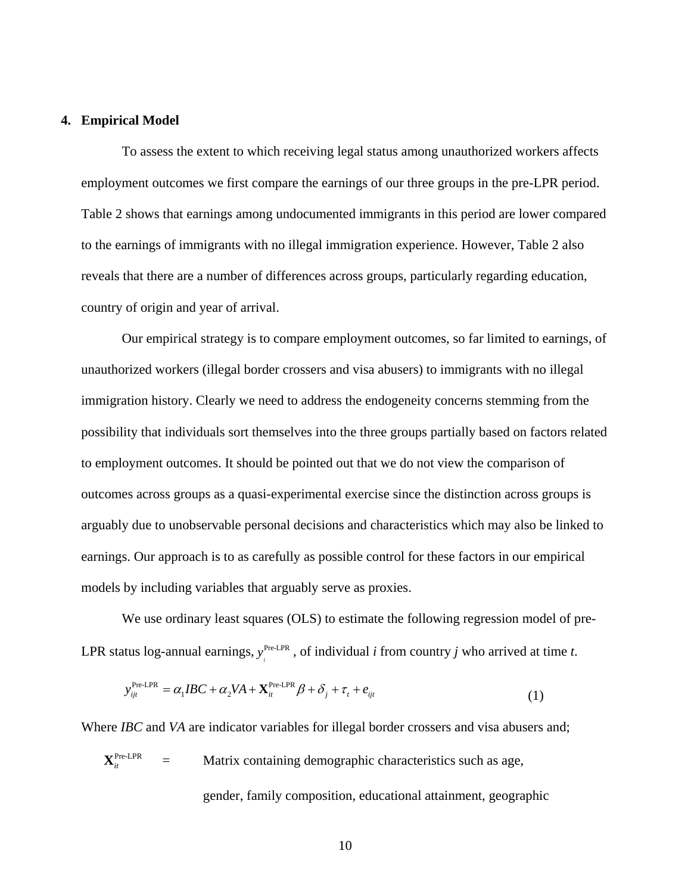## 4. Empirical Model

To assess the extent to which receiving legal status among unauthorized workers affects employment outcomes we first compare the earnings of our three groups in the pre-LPR period. Table 2 shows that earnings among undocumented immigrants in this period are lower compared to the earnings of immigrants with no illegal immigration experience. However, Table 2 also reveals that there are a number of differences across groups, particularly regarding education, country of origin and year of arrival.

Our empirical strategy is to compare employment outcomes, so far limited to earnings, of unauthorized workers (illegal border crossers and visa abusers) to immigrants with no illegal immigration history. Clearly we need to address the endogeneity concerns stemming from the possibility that individuals sort themselves into the three groups partially based on factors related to employment outcomes. It should be pointed out that we do not view the comparison of outcomes across groups as a quasi-experimental exercise since the distinction across groups is arguably due to unobservable personal decisions and characteristics which may also be linked to earnings. Our approach is to as carefully as possible control for these factors in our empirical models by including variables that arguably serve as proxies.

We use ordinary least squares (OLS) to estimate the following regression model of pre-LPR status log-annual earnings, $y_i^{\text{Pre-LPR}}$, of individual *i* from country *j* who arrived at time *t*.

$$y_{ijt}^{\text{Pre-LPR}} = \alpha_1 IBC + \alpha_2 VA + \mathbf{X}_{it}^{\text{Pre-LPR}} \beta + \delta_j + \tau_t + e_{ijt} \tag{1}$$

Where *IBC* and *VA* are indicator variables for illegal border crossers and visa abusers and;

$\mathbf{X}_{it}^{\text{Pre-LPR}}$ = Matrix containing demographic characteristics such as age, gender, family composition, educational attainment, geographic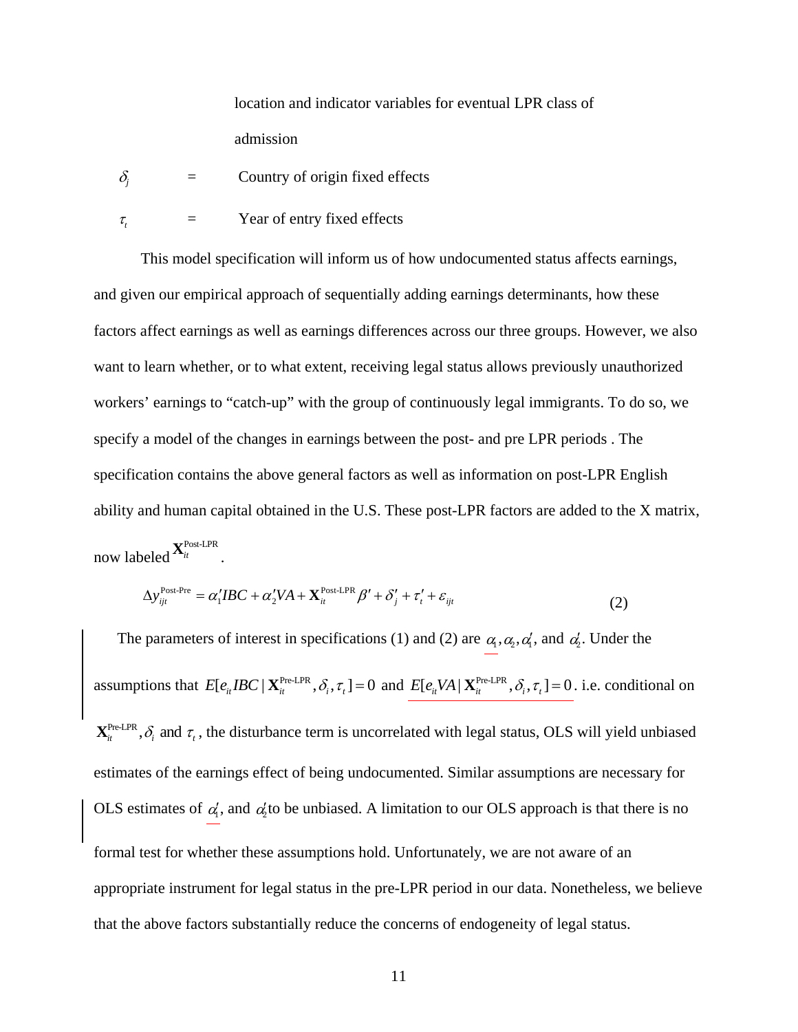location and indicator variables for eventual LPR class of admission

$\delta_j$ = Country of origin fixed effects

$\tau_t$ = Year of entry fixed effects

This model specification will inform us of how undocumented status affects earnings, and given our empirical approach of sequentially adding earnings determinants, how these factors affect earnings as well as earnings differences across our three groups. However, we also want to learn whether, or to what extent, receiving legal status allows previously unauthorized workers' earnings to "catch-up" with the group of continuously legal immigrants. To do so, we specify a model of the changes in earnings between the post- and pre LPR periods . The specification contains the above general factors as well as information on post-LPR English ability and human capital obtained in the U.S. These post-LPR factors are added to the X matrix, now labeled $\mathbf{X}_{it}^{\text{Post-LPR}}$.

$$\Delta y_{ijt}^{\text{Post-Pre}} = \alpha_1' IBC + \alpha_2' VA + \mathbf{X}_{it}^{\text{Post-LPR}} \beta' + \delta_j' + \tau_t' + \varepsilon_{ijt} \tag{2}$$

The parameters of interest in specifications (1) and (2) are $\alpha_1, \alpha_2, \alpha_1'$, and $\alpha_2'$. Under the assumptions that $E[e_{it} IBC \mid \mathbf{X}_{it}^{\text{Pre-LPR}}, \delta_i, \tau_t] = 0$ and $E[e_{it} VA \mid \mathbf{X}_{it}^{\text{Pre-LPR}}, \delta_i, \tau_t] = 0$. i.e. conditional on $\mathbf{X}_{it}^{\text{Pre-LPR}}, \delta_i$ and $\tau_t$, the disturbance term is uncorrelated with legal status, OLS will yield unbiased estimates of the earnings effect of being undocumented. Similar assumptions are necessary for OLS estimates of $\alpha_1'$, and $\alpha_2'$ to be unbiased. A limitation to our OLS approach is that there is no formal test for whether these assumptions hold. Unfortunately, we are not aware of an appropriate instrument for legal status in the pre-LPR period in our data. Nonetheless, we believe that the above factors substantially reduce the concerns of endogeneity of legal status.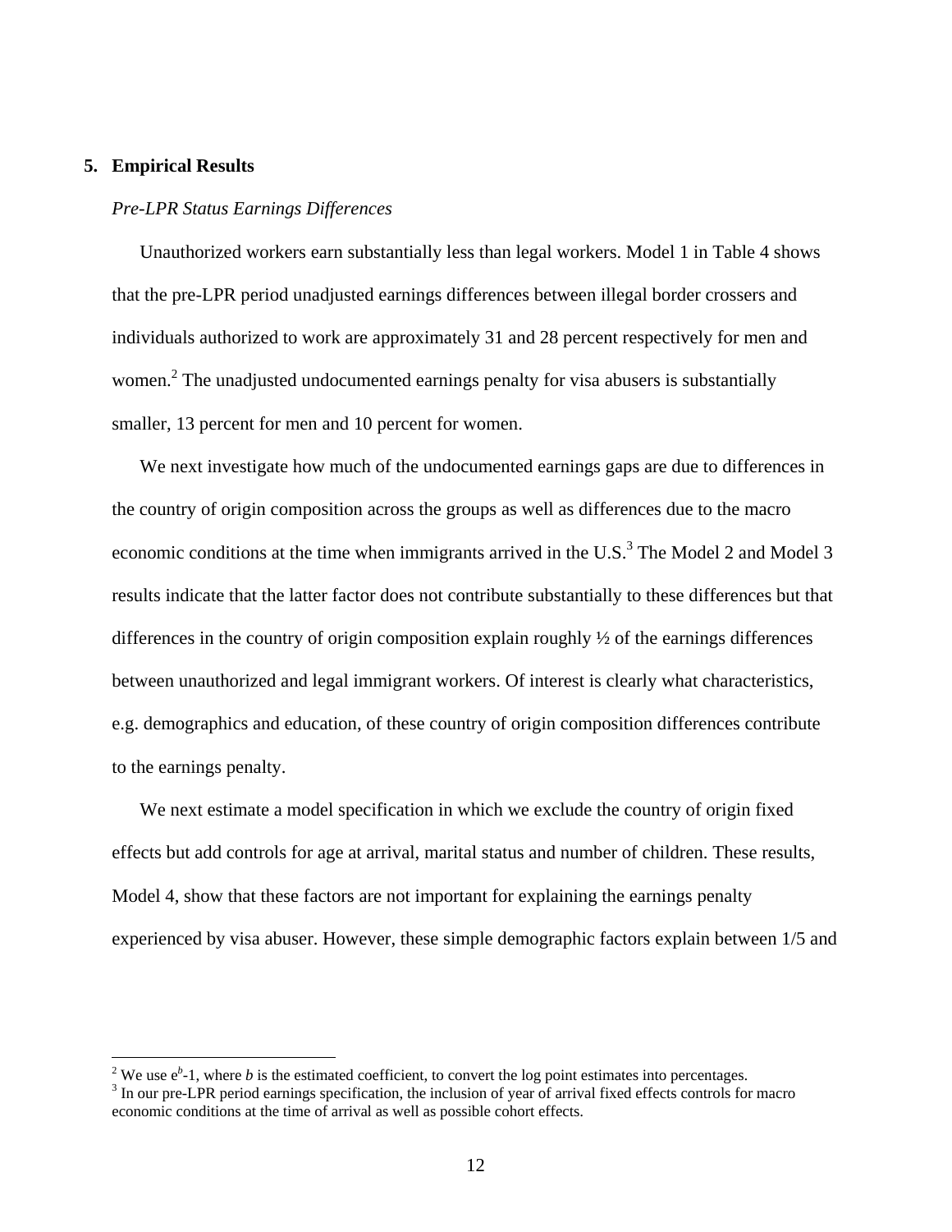## 5. Empirical Results

*Pre-LPR Status Earnings Differences*

Unauthorized workers earn substantially less than legal workers. Model 1 in Table 4 shows that the pre-LPR period unadjusted earnings differences between illegal border crossers and individuals authorized to work are approximately 31 and 28 percent respectively for men and women.[2] The unadjusted undocumented earnings penalty for visa abusers is substantially smaller, 13 percent for men and 10 percent for women.

We next investigate how much of the undocumented earnings gaps are due to differences in the country of origin composition across the groups as well as differences due to the macro economic conditions at the time when immigrants arrived in the U.S.[3] The Model 2 and Model 3 results indicate that the latter factor does not contribute substantially to these differences but that differences in the country of origin composition explain roughly ½ of the earnings differences between unauthorized and legal immigrant workers. Of interest is clearly what characteristics, e.g. demographics and education, of these country of origin composition differences contribute to the earnings penalty.

We next estimate a model specification in which we exclude the country of origin fixed effects but add controls for age at arrival, marital status and number of children. These results, Model 4, show that these factors are not important for explaining the earnings penalty experienced by visa abuser. However, these simple demographic factors explain between 1/5 and

---

[2] We use $e^b$-1, where *b* is the estimated coefficient, to convert the log point estimates into percentages.

[3] In our pre-LPR period earnings specification, the inclusion of year of arrival fixed effects controls for macro economic conditions at the time of arrival as well as possible cohort effects.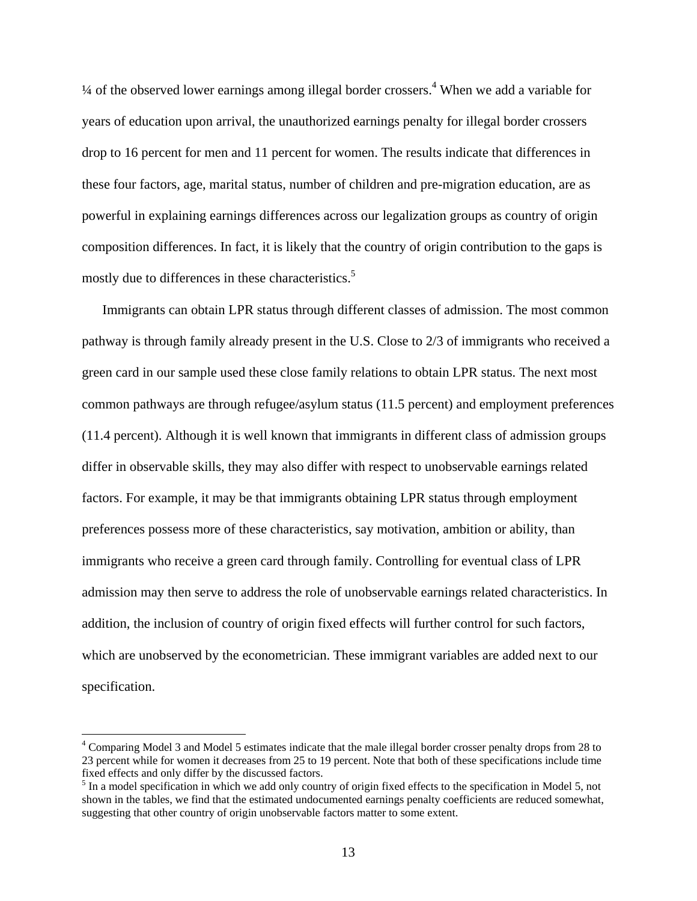¼ of the observed lower earnings among illegal border crossers.[4] When we add a variable for years of education upon arrival, the unauthorized earnings penalty for illegal border crossers drop to 16 percent for men and 11 percent for women. The results indicate that differences in these four factors, age, marital status, number of children and pre-migration education, are as powerful in explaining earnings differences across our legalization groups as country of origin composition differences. In fact, it is likely that the country of origin contribution to the gaps is mostly due to differences in these characteristics.[5]

Immigrants can obtain LPR status through different classes of admission. The most common pathway is through family already present in the U.S. Close to 2/3 of immigrants who received a green card in our sample used these close family relations to obtain LPR status. The next most common pathways are through refugee/asylum status (11.5 percent) and employment preferences (11.4 percent). Although it is well known that immigrants in different class of admission groups differ in observable skills, they may also differ with respect to unobservable earnings related factors. For example, it may be that immigrants obtaining LPR status through employment preferences possess more of these characteristics, say motivation, ambition or ability, than immigrants who receive a green card through family. Controlling for eventual class of LPR admission may then serve to address the role of unobservable earnings related characteristics. In addition, the inclusion of country of origin fixed effects will further control for such factors, which are unobserved by the econometrician. These immigrant variables are added next to our specification.

[4] Comparing Model 3 and Model 5 estimates indicate that the male illegal border crosser penalty drops from 28 to 23 percent while for women it decreases from 25 to 19 percent. Note that both of these specifications include time fixed effects and only differ by the discussed factors.

[5] In a model specification in which we add only country of origin fixed effects to the specification in Model 5, not shown in the tables, we find that the estimated undocumented earnings penalty coefficients are reduced somewhat, suggesting that other country of origin unobservable factors matter to some extent.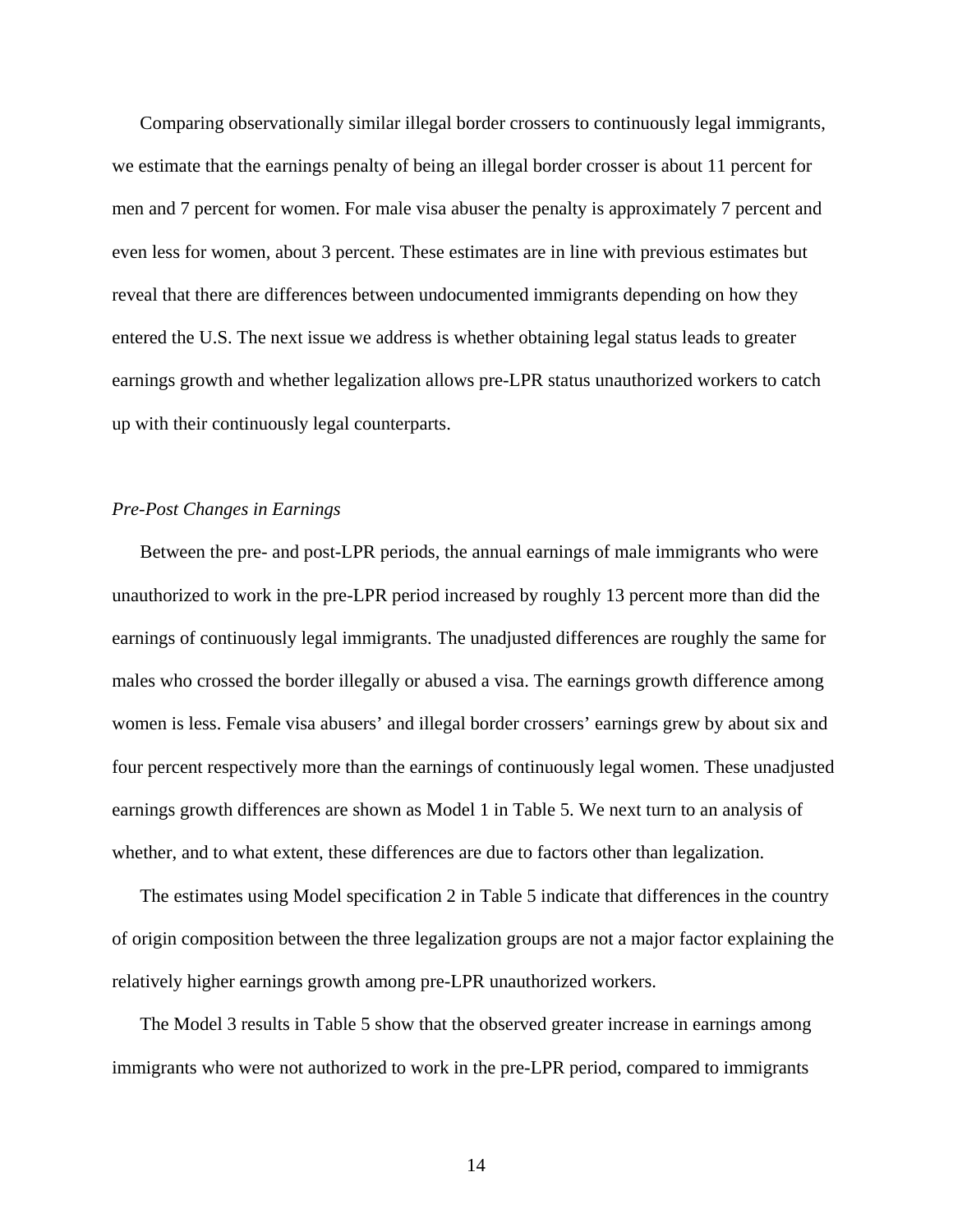Comparing observationally similar illegal border crossers to continuously legal immigrants, we estimate that the earnings penalty of being an illegal border crosser is about 11 percent for men and 7 percent for women. For male visa abuser the penalty is approximately 7 percent and even less for women, about 3 percent. These estimates are in line with previous estimates but reveal that there are differences between undocumented immigrants depending on how they entered the U.S. The next issue we address is whether obtaining legal status leads to greater earnings growth and whether legalization allows pre-LPR status unauthorized workers to catch up with their continuously legal counterparts.

*Pre-Post Changes in Earnings*

Between the pre- and post-LPR periods, the annual earnings of male immigrants who were unauthorized to work in the pre-LPR period increased by roughly 13 percent more than did the earnings of continuously legal immigrants. The unadjusted differences are roughly the same for males who crossed the border illegally or abused a visa. The earnings growth difference among women is less. Female visa abusers' and illegal border crossers' earnings grew by about six and four percent respectively more than the earnings of continuously legal women. These unadjusted earnings growth differences are shown as Model 1 in Table 5. We next turn to an analysis of whether, and to what extent, these differences are due to factors other than legalization.

The estimates using Model specification 2 in Table 5 indicate that differences in the country of origin composition between the three legalization groups are not a major factor explaining the relatively higher earnings growth among pre-LPR unauthorized workers.

The Model 3 results in Table 5 show that the observed greater increase in earnings among immigrants who were not authorized to work in the pre-LPR period, compared to immigrants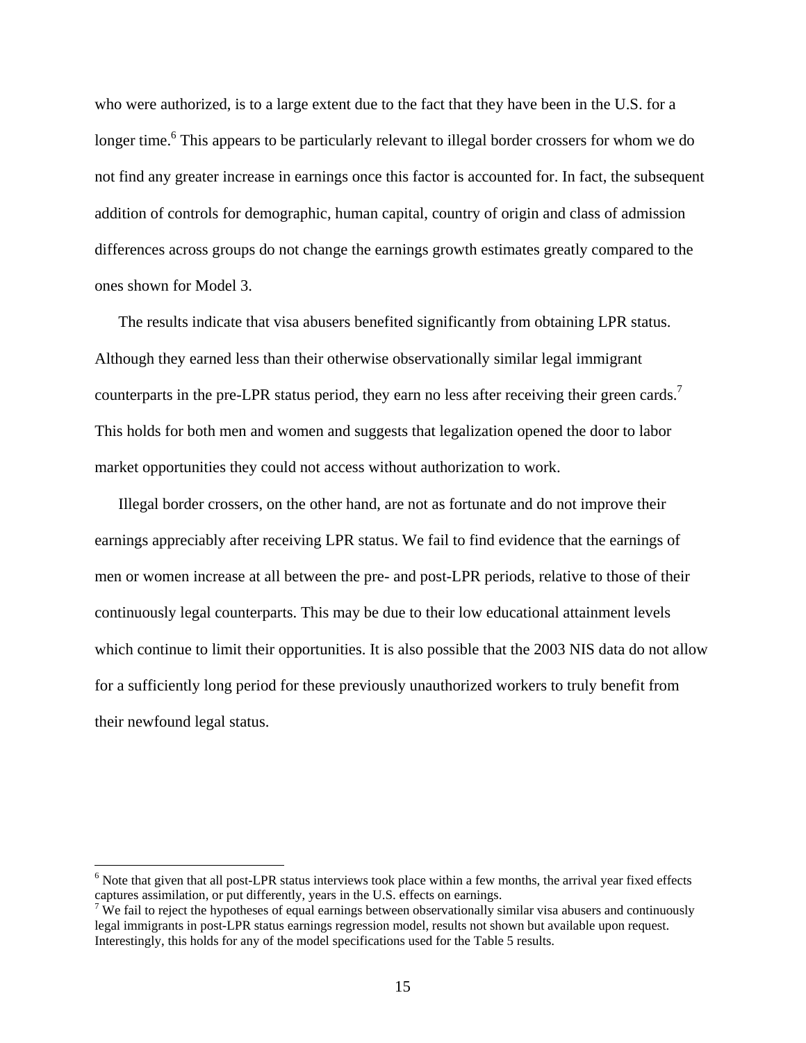who were authorized, is to a large extent due to the fact that they have been in the U.S. for a longer time.[6] This appears to be particularly relevant to illegal border crossers for whom we do not find any greater increase in earnings once this factor is accounted for. In fact, the subsequent addition of controls for demographic, human capital, country of origin and class of admission differences across groups do not change the earnings growth estimates greatly compared to the ones shown for Model 3.

The results indicate that visa abusers benefited significantly from obtaining LPR status. Although they earned less than their otherwise observationally similar legal immigrant counterparts in the pre-LPR status period, they earn no less after receiving their green cards.[7] This holds for both men and women and suggests that legalization opened the door to labor market opportunities they could not access without authorization to work.

Illegal border crossers, on the other hand, are not as fortunate and do not improve their earnings appreciably after receiving LPR status. We fail to find evidence that the earnings of men or women increase at all between the pre- and post-LPR periods, relative to those of their continuously legal counterparts. This may be due to their low educational attainment levels which continue to limit their opportunities. It is also possible that the 2003 NIS data do not allow for a sufficiently long period for these previously unauthorized workers to truly benefit from their newfound legal status.

---

[6] Note that given that all post-LPR status interviews took place within a few months, the arrival year fixed effects captures assimilation, or put differently, years in the U.S. effects on earnings.

[7] We fail to reject the hypotheses of equal earnings between observationally similar visa abusers and continuously legal immigrants in post-LPR status earnings regression model, results not shown but available upon request. Interestingly, this holds for any of the model specifications used for the Table 5 results.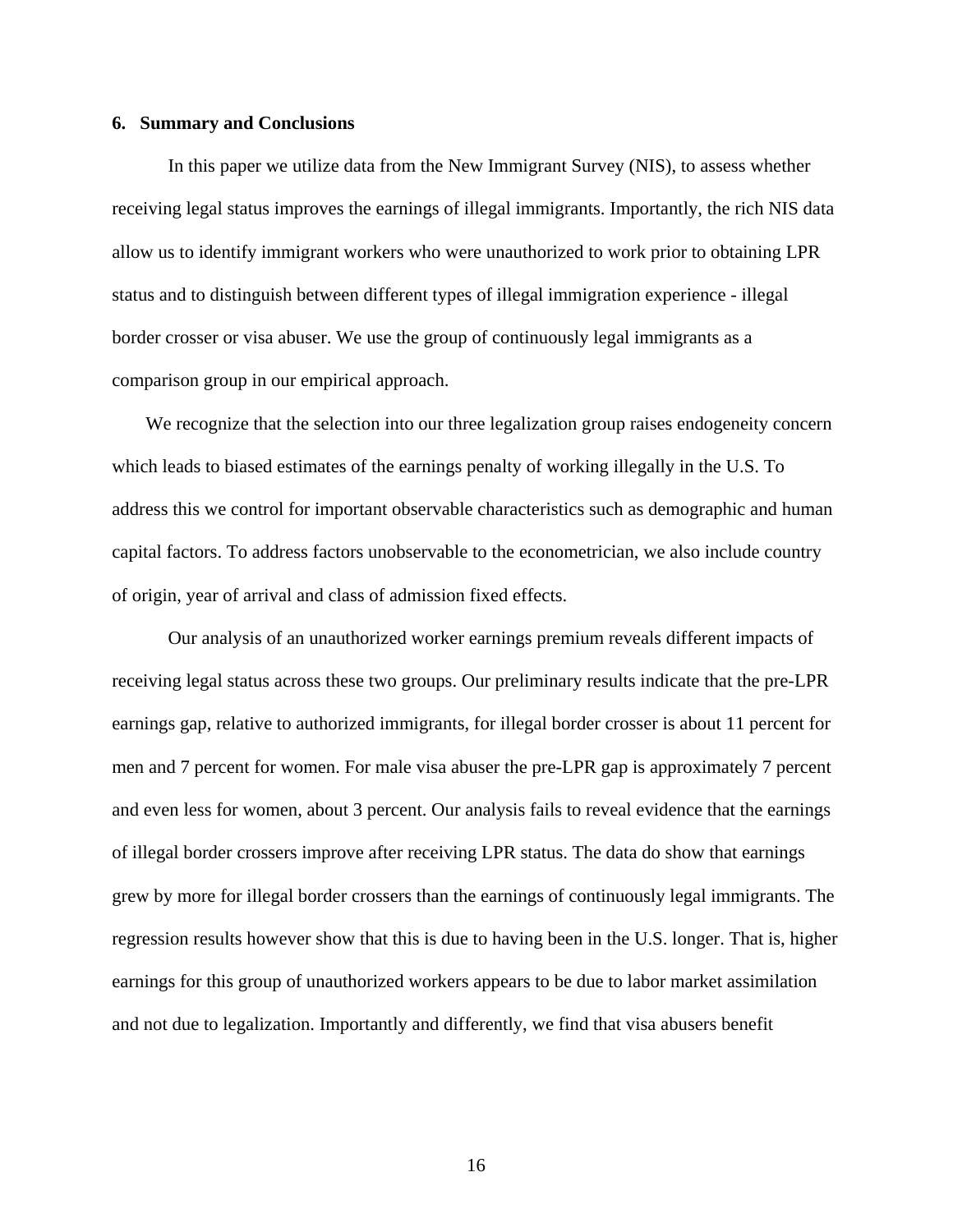## 6. Summary and Conclusions

In this paper we utilize data from the New Immigrant Survey (NIS), to assess whether receiving legal status improves the earnings of illegal immigrants. Importantly, the rich NIS data allow us to identify immigrant workers who were unauthorized to work prior to obtaining LPR status and to distinguish between different types of illegal immigration experience - illegal border crosser or visa abuser. We use the group of continuously legal immigrants as a comparison group in our empirical approach.

We recognize that the selection into our three legalization group raises endogeneity concern which leads to biased estimates of the earnings penalty of working illegally in the U.S. To address this we control for important observable characteristics such as demographic and human capital factors. To address factors unobservable to the econometrician, we also include country of origin, year of arrival and class of admission fixed effects.

Our analysis of an unauthorized worker earnings premium reveals different impacts of receiving legal status across these two groups. Our preliminary results indicate that the pre-LPR earnings gap, relative to authorized immigrants, for illegal border crosser is about 11 percent for men and 7 percent for women. For male visa abuser the pre-LPR gap is approximately 7 percent and even less for women, about 3 percent. Our analysis fails to reveal evidence that the earnings of illegal border crossers improve after receiving LPR status. The data do show that earnings grew by more for illegal border crossers than the earnings of continuously legal immigrants. The regression results however show that this is due to having been in the U.S. longer. That is, higher earnings for this group of unauthorized workers appears to be due to labor market assimilation and not due to legalization. Importantly and differently, we find that visa abusers benefit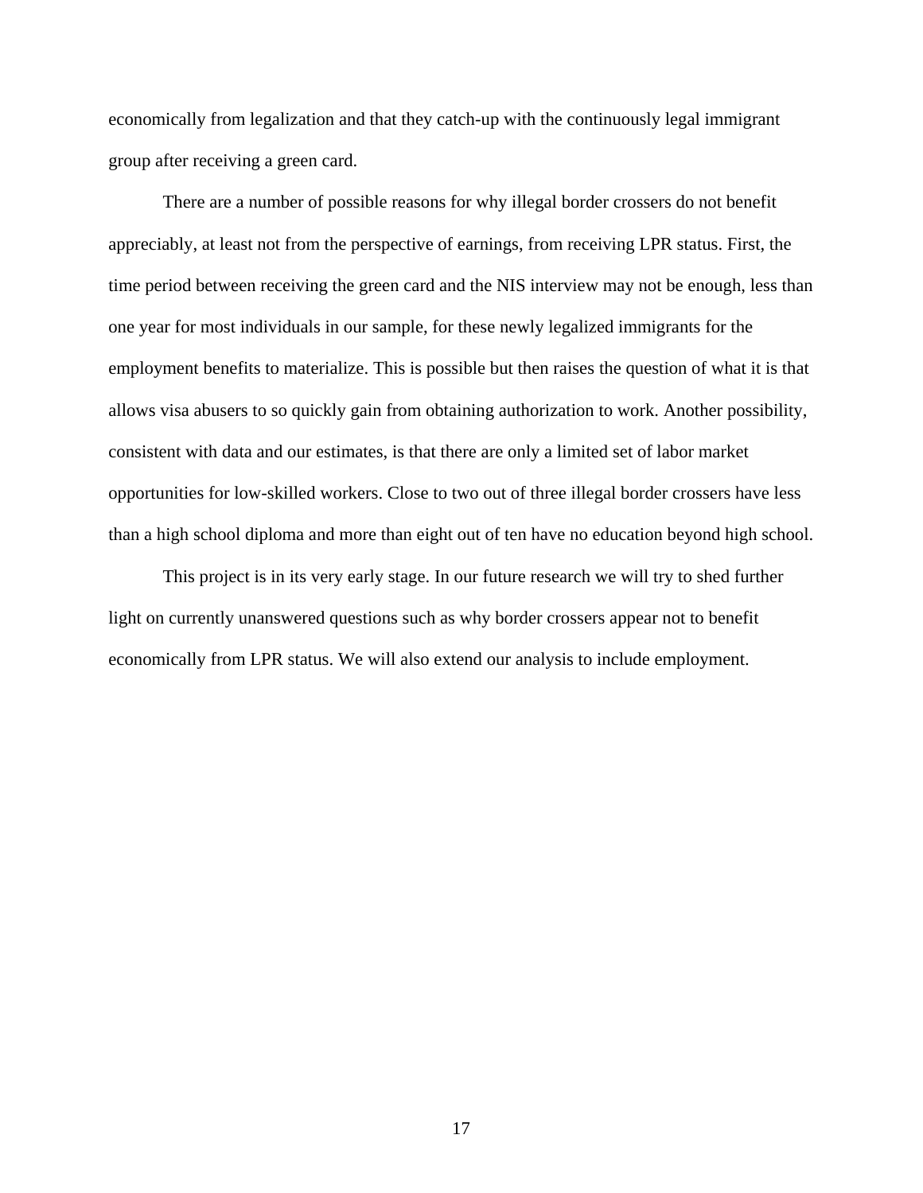economically from legalization and that they catch-up with the continuously legal immigrant group after receiving a green card.

There are a number of possible reasons for why illegal border crossers do not benefit appreciably, at least not from the perspective of earnings, from receiving LPR status. First, the time period between receiving the green card and the NIS interview may not be enough, less than one year for most individuals in our sample, for these newly legalized immigrants for the employment benefits to materialize. This is possible but then raises the question of what it is that allows visa abusers to so quickly gain from obtaining authorization to work. Another possibility, consistent with data and our estimates, is that there are only a limited set of labor market opportunities for low-skilled workers. Close to two out of three illegal border crossers have less than a high school diploma and more than eight out of ten have no education beyond high school.

This project is in its very early stage. In our future research we will try to shed further light on currently unanswered questions such as why border crossers appear not to benefit economically from LPR status. We will also extend our analysis to include employment.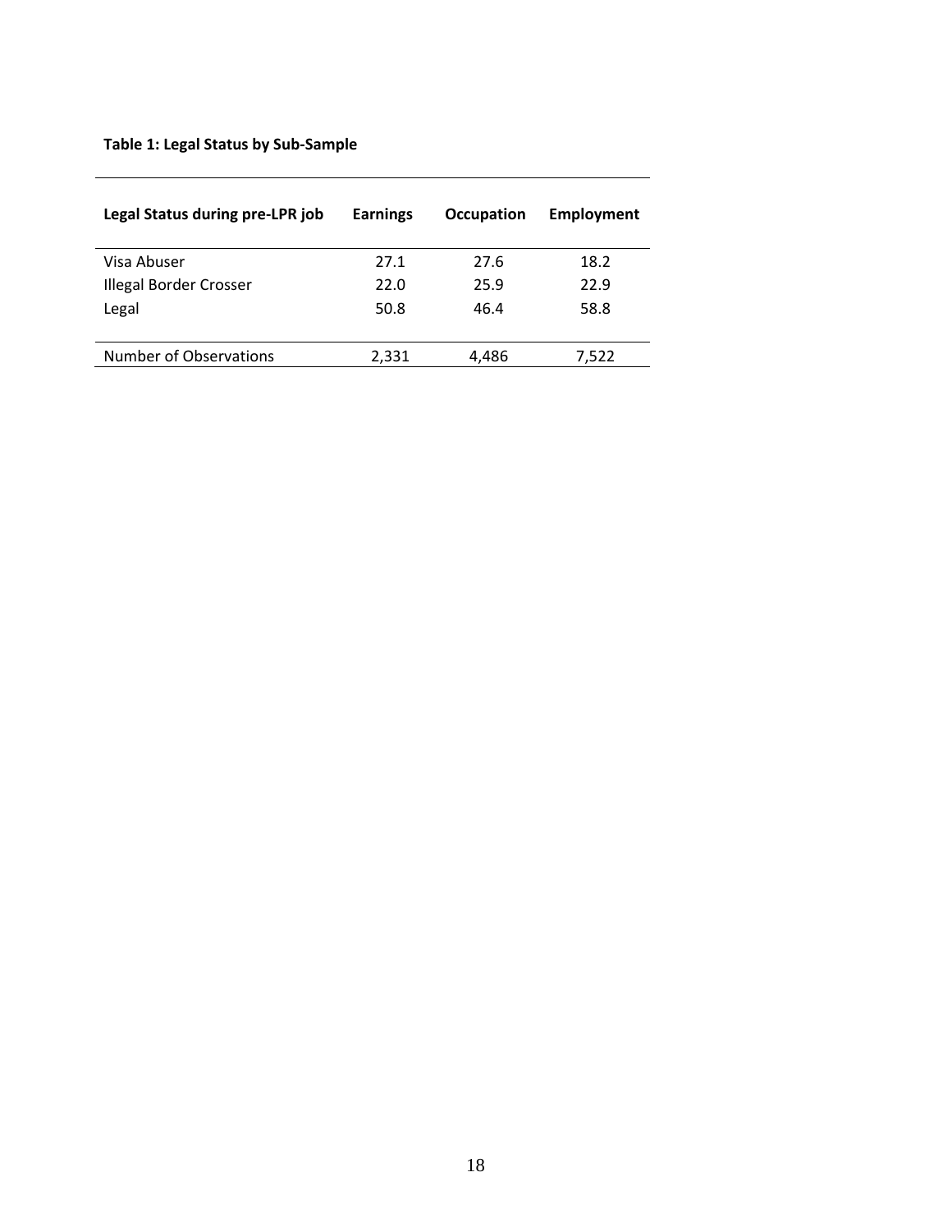**Table 1: Legal Status by Sub-Sample**

| Legal Status during pre-LPR job | Earnings | Occupation | Employment |
|---|---|---|---|
| Visa Abuser | 27.1 | 27.6 | 18.2 |
| Illegal Border Crosser | 22.0 | 25.9 | 22.9 |
| Legal | 50.8 | 46.4 | 58.8 |
| Number of Observations | 2,331 | 4,486 | 7,522 |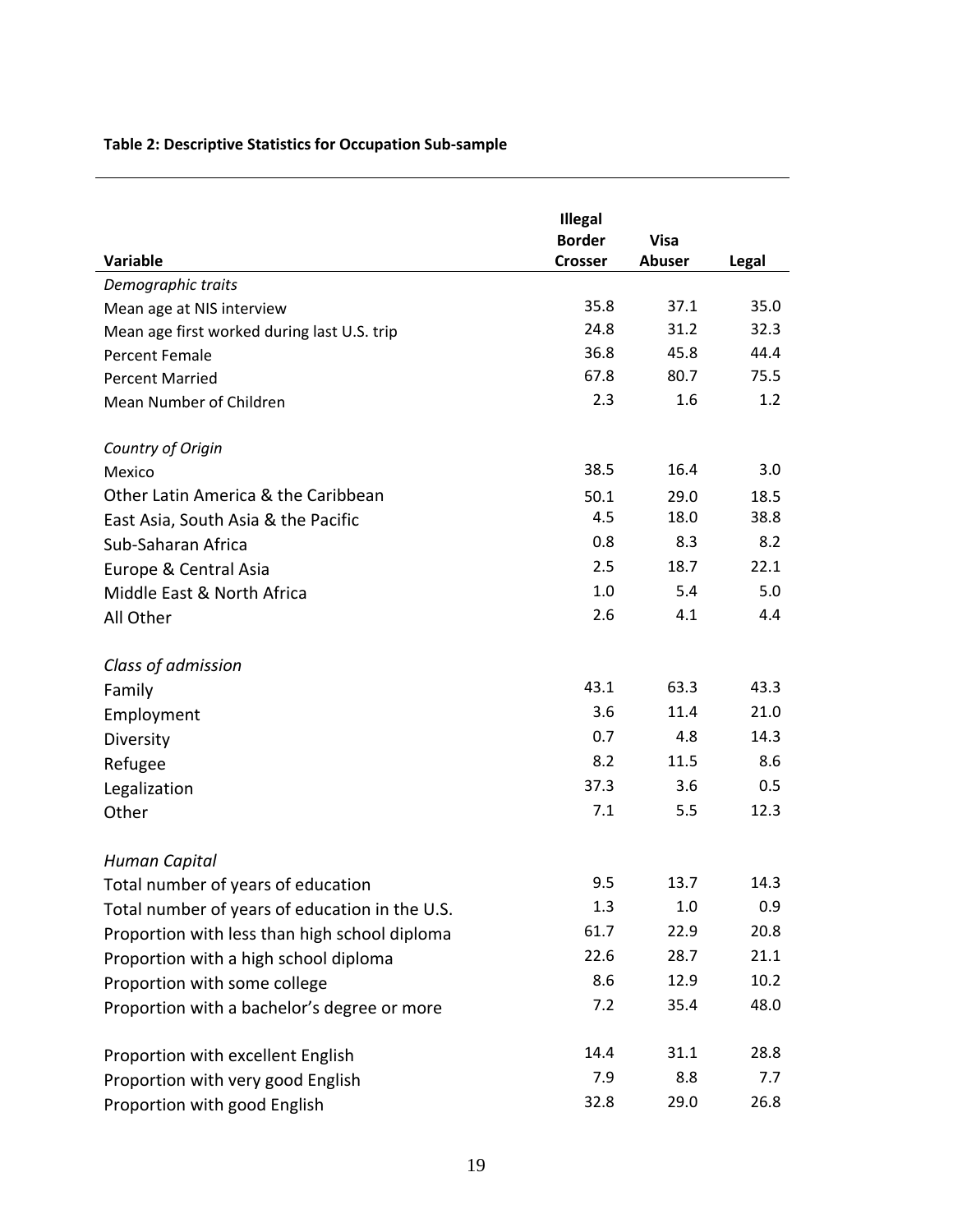**Table 2: Descriptive Statistics for Occupation Sub-sample**

| Variable | Illegal Border Crosser | Visa Abuser | Legal |
|---|---|---|---|
| *Demographic traits* | | | |
| Mean age at NIS interview | 35.8 | 37.1 | 35.0 |
| Mean age first worked during last U.S. trip | 24.8 | 31.2 | 32.3 |
| Percent Female | 36.8 | 45.8 | 44.4 |
| Percent Married | 67.8 | 80.7 | 75.5 |
| Mean Number of Children | 2.3 | 1.6 | 1.2 |
| | | | |
| *Country of Origin* | | | |
| Mexico | 38.5 | 16.4 | 3.0 |
| Other Latin America & the Caribbean | 50.1 | 29.0 | 18.5 |
| East Asia, South Asia & the Pacific | 4.5 | 18.0 | 38.8 |
| Sub-Saharan Africa | 0.8 | 8.3 | 8.2 |
| Europe & Central Asia | 2.5 | 18.7 | 22.1 |
| Middle East & North Africa | 1.0 | 5.4 | 5.0 |
| All Other | 2.6 | 4.1 | 4.4 |
| | | | |
| *Class of admission* | | | |
| Family | 43.1 | 63.3 | 43.3 |
| Employment | 3.6 | 11.4 | 21.0 |
| Diversity | 0.7 | 4.8 | 14.3 |
| Refugee | 8.2 | 11.5 | 8.6 |
| Legalization | 37.3 | 3.6 | 0.5 |
| Other | 7.1 | 5.5 | 12.3 |
| | | | |
| *Human Capital* | | | |
| Total number of years of education | 9.5 | 13.7 | 14.3 |
| Total number of years of education in the U.S. | 1.3 | 1.0 | 0.9 |
| Proportion with less than high school diploma | 61.7 | 22.9 | 20.8 |
| Proportion with a high school diploma | 22.6 | 28.7 | 21.1 |
| Proportion with some college | 8.6 | 12.9 | 10.2 |
| Proportion with a bachelor's degree or more | 7.2 | 35.4 | 48.0 |
| | | | |
| Proportion with excellent English | 14.4 | 31.1 | 28.8 |
| Proportion with very good English | 7.9 | 8.8 | 7.7 |
| Proportion with good English | 32.8 | 29.0 | 26.8 |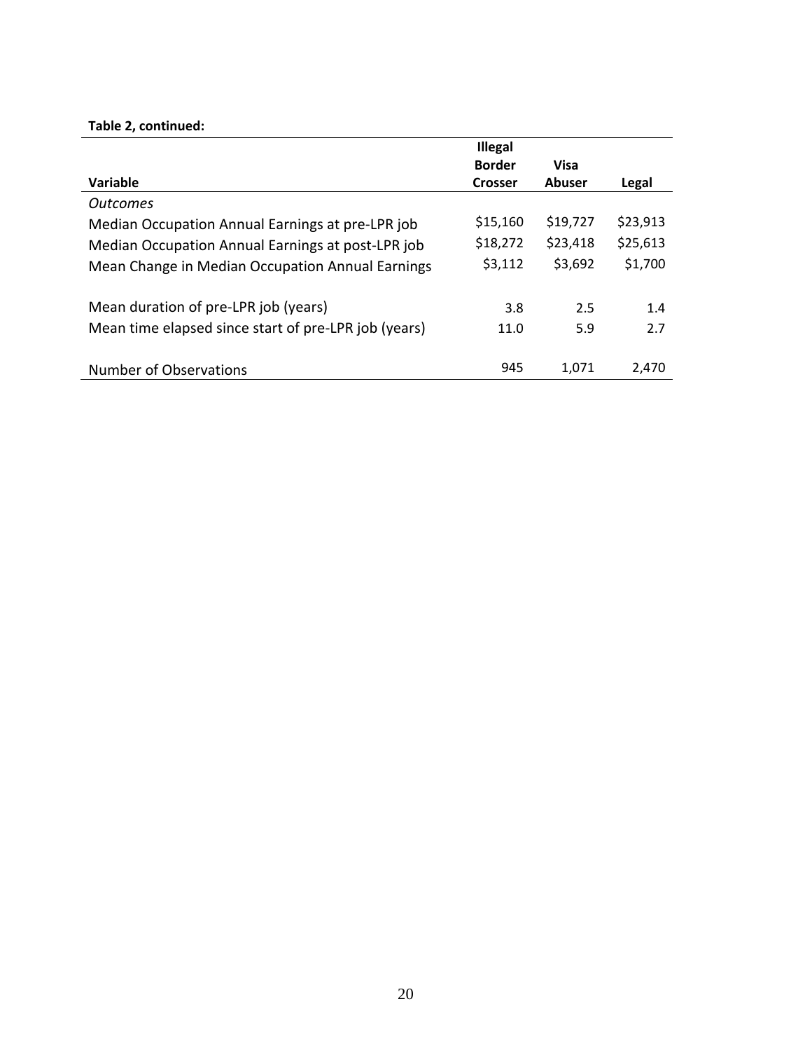**Table 2, continued:**

| Variable | Illegal Border Crosser | Visa Abuser | Legal |
|---|---|---|---|
| *Outcomes* | | | |
| Median Occupation Annual Earnings at pre-LPR job | $15,160 | $19,727 | $23,913 |
| Median Occupation Annual Earnings at post-LPR job | $18,272 | $23,418 | $25,613 |
| Mean Change in Median Occupation Annual Earnings | $3,112 | $3,692 | $1,700 |
| | | | |
| Mean duration of pre-LPR job (years) | 3.8 | 2.5 | 1.4 |
| Mean time elapsed since start of pre-LPR job (years) | 11.0 | 5.9 | 2.7 |
| | | | |
| Number of Observations | 945 | 1,071 | 2,470 |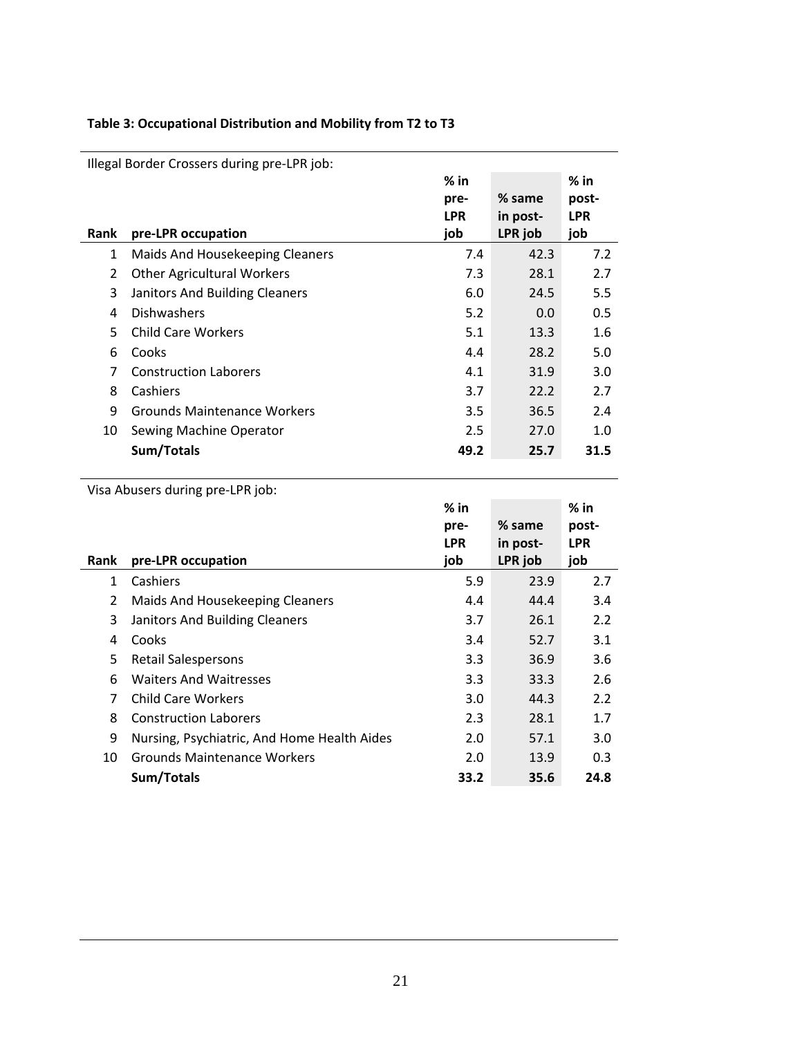**Table 3: Occupational Distribution and Mobility from T2 to T3**

Illegal Border Crossers during pre-LPR job:

| Rank | pre-LPR occupation | % in pre-LPR job | % same in post-LPR job | % in post-LPR job |
|---|---|---|---|---|
| 1 | Maids And Housekeeping Cleaners | 7.4 | 42.3 | 7.2 |
| 2 | Other Agricultural Workers | 7.3 | 28.1 | 2.7 |
| 3 | Janitors And Building Cleaners | 6.0 | 24.5 | 5.5 |
| 4 | Dishwashers | 5.2 | 0.0 | 0.5 |
| 5 | Child Care Workers | 5.1 | 13.3 | 1.6 |
| 6 | Cooks | 4.4 | 28.2 | 5.0 |
| 7 | Construction Laborers | 4.1 | 31.9 | 3.0 |
| 8 | Cashiers | 3.7 | 22.2 | 2.7 |
| 9 | Grounds Maintenance Workers | 3.5 | 36.5 | 2.4 |
| 10 | Sewing Machine Operator | 2.5 | 27.0 | 1.0 |
| | **Sum/Totals** | **49.2** | **25.7** | **31.5** |

Visa Abusers during pre-LPR job:

| Rank | pre-LPR occupation | % in pre-LPR job | % same in post-LPR job | % in post-LPR job |
|---|---|---|---|---|
| 1 | Cashiers | 5.9 | 23.9 | 2.7 |
| 2 | Maids And Housekeeping Cleaners | 4.4 | 44.4 | 3.4 |
| 3 | Janitors And Building Cleaners | 3.7 | 26.1 | 2.2 |
| 4 | Cooks | 3.4 | 52.7 | 3.1 |
| 5 | Retail Salespersons | 3.3 | 36.9 | 3.6 |
| 6 | Waiters And Waitresses | 3.3 | 33.3 | 2.6 |
| 7 | Child Care Workers | 3.0 | 44.3 | 2.2 |
| 8 | Construction Laborers | 2.3 | 28.1 | 1.7 |
| 9 | Nursing, Psychiatric, And Home Health Aides | 2.0 | 57.1 | 3.0 |
| 10 | Grounds Maintenance Workers | 2.0 | 13.9 | 0.3 |
| | **Sum/Totals** | **33.2** | **35.6** | **24.8** |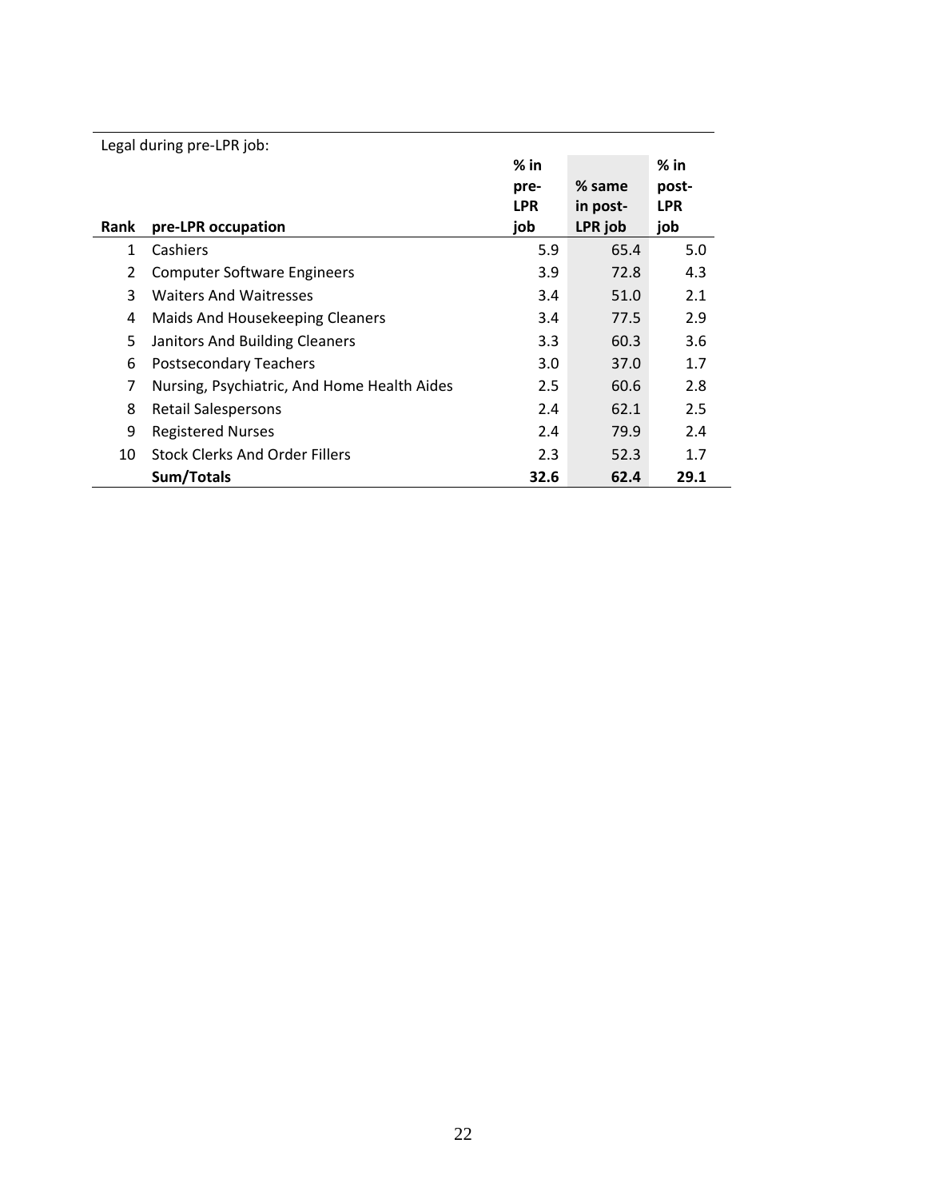Legal during pre-LPR job:

| Rank | pre-LPR occupation | % in pre-LPR job | % same in post-LPR job | % in post-LPR job |
|---|---|---|---|---|
| 1 | Cashiers | 5.9 | 65.4 | 5.0 |
| 2 | Computer Software Engineers | 3.9 | 72.8 | 4.3 |
| 3 | Waiters And Waitresses | 3.4 | 51.0 | 2.1 |
| 4 | Maids And Housekeeping Cleaners | 3.4 | 77.5 | 2.9 |
| 5 | Janitors And Building Cleaners | 3.3 | 60.3 | 3.6 |
| 6 | Postsecondary Teachers | 3.0 | 37.0 | 1.7 |
| 7 | Nursing, Psychiatric, And Home Health Aides | 2.5 | 60.6 | 2.8 |
| 8 | Retail Salespersons | 2.4 | 62.1 | 2.5 |
| 9 | Registered Nurses | 2.4 | 79.9 | 2.4 |
| 10 | Stock Clerks And Order Fillers | 2.3 | 52.3 | 1.7 |
| | **Sum/Totals** | **32.6** | **62.4** | **29.1** |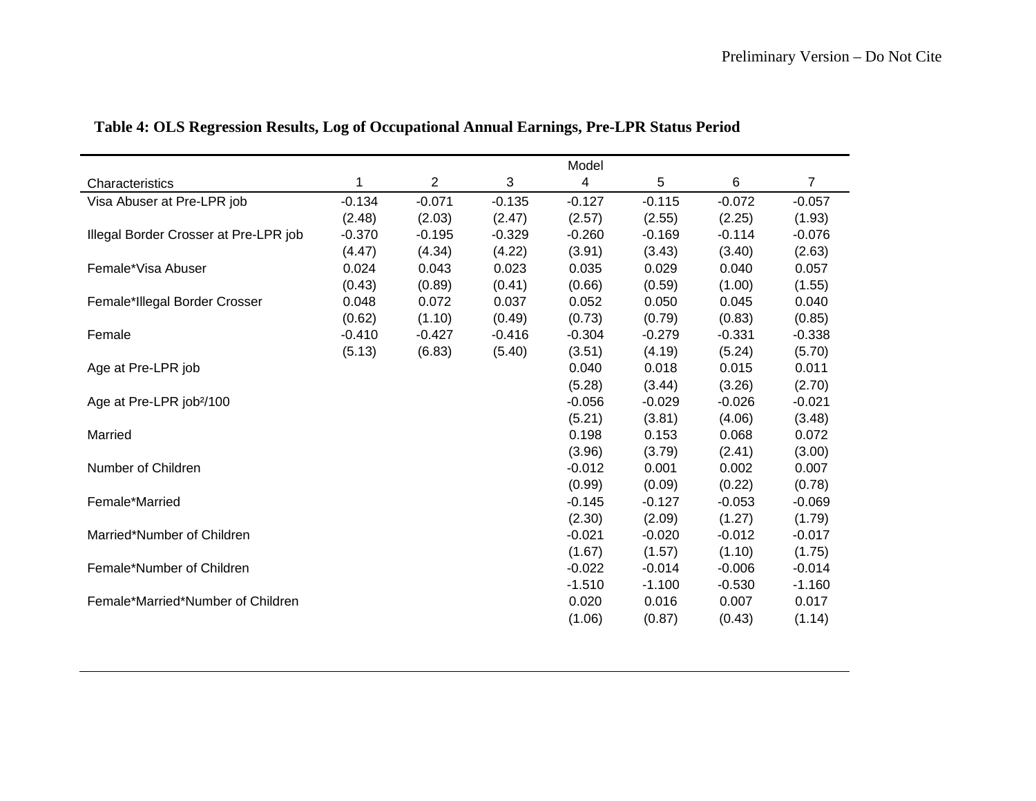**Table 4: OLS Regression Results, Log of Occupational Annual Earnings, Pre-LPR Status Period**

| | Model | | | | | | |
|---|---|---|---|---|---|---|---|
| Characteristics | 1 | 2 | 3 | 4 | 5 | 6 | 7 |
| Visa Abuser at Pre-LPR job | -0.134 | -0.071 | -0.135 | -0.127 | -0.115 | -0.072 | -0.057 |
| | (2.48) | (2.03) | (2.47) | (2.57) | (2.55) | (2.25) | (1.93) |
| Illegal Border Crosser at Pre-LPR job | -0.370 | -0.195 | -0.329 | -0.260 | -0.169 | -0.114 | -0.076 |
| | (4.47) | (4.34) | (4.22) | (3.91) | (3.43) | (3.40) | (2.63) |
| Female*Visa Abuser | 0.024 | 0.043 | 0.023 | 0.035 | 0.029 | 0.040 | 0.057 |
| | (0.43) | (0.89) | (0.41) | (0.66) | (0.59) | (1.00) | (1.55) |
| Female*Illegal Border Crosser | 0.048 | 0.072 | 0.037 | 0.052 | 0.050 | 0.045 | 0.040 |
| | (0.62) | (1.10) | (0.49) | (0.73) | (0.79) | (0.83) | (0.85) |
| Female | -0.410 | -0.427 | -0.416 | -0.304 | -0.279 | -0.331 | -0.338 |
| | (5.13) | (6.83) | (5.40) | (3.51) | (4.19) | (5.24) | (5.70) |
| Age at Pre-LPR job | | | | 0.040 | 0.018 | 0.015 | 0.011 |
| | | | | (5.28) | (3.44) | (3.26) | (2.70) |
| Age at Pre-LPR job²/100 | | | | -0.056 | -0.029 | -0.026 | -0.021 |
| | | | | (5.21) | (3.81) | (4.06) | (3.48) |
| Married | | | | 0.198 | 0.153 | 0.068 | 0.072 |
| | | | | (3.96) | (3.79) | (2.41) | (3.00) |
| Number of Children | | | | -0.012 | 0.001 | 0.002 | 0.007 |
| | | | | (0.99) | (0.09) | (0.22) | (0.78) |
| Female*Married | | | | -0.145 | -0.127 | -0.053 | -0.069 |
| | | | | (2.30) | (2.09) | (1.27) | (1.79) |
| Married*Number of Children | | | | -0.021 | -0.020 | -0.012 | -0.017 |
| | | | | (1.67) | (1.57) | (1.10) | (1.75) |
| Female*Number of Children | | | | -0.022 | -0.014 | -0.006 | -0.014 |
| | | | | -1.510 | -1.100 | -0.530 | -1.160 |
| Female*Married*Number of Children | | | | 0.020 | 0.016 | 0.007 | 0.017 |
| | | | | (1.06) | (0.87) | (0.43) | (1.14) |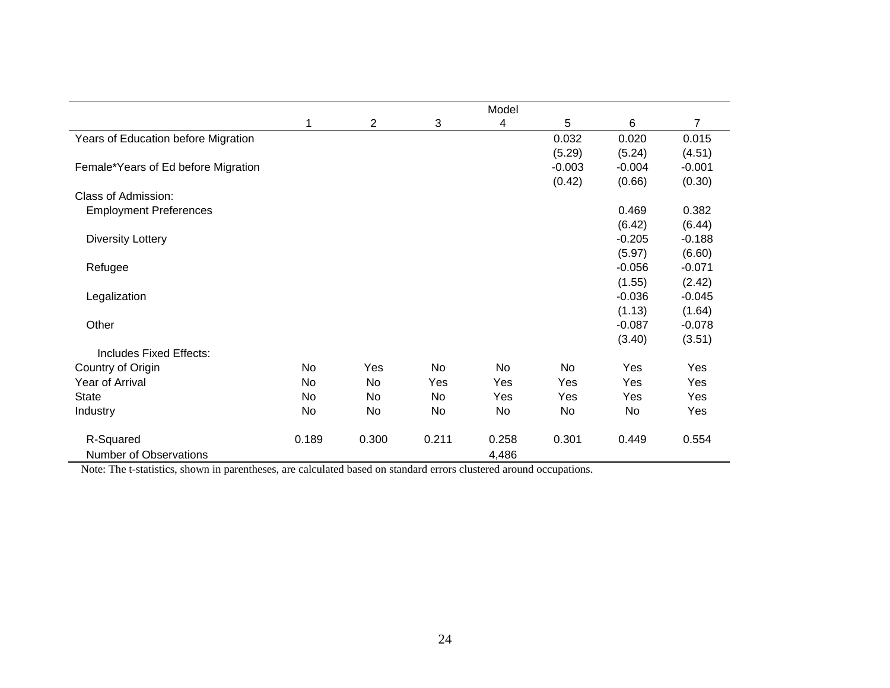| | Model | | | | | | |
|---|---|---|---|---|---|---|---|
| | 1 | 2 | 3 | 4 | 5 | 6 | 7 |
| Years of Education before Migration | | | | | 0.032 | 0.020 | 0.015 |
| | | | | | (5.29) | (5.24) | (4.51) |
| Female*Years of Ed before Migration | | | | | -0.003 | -0.004 | -0.001 |
| | | | | | (0.42) | (0.66) | (0.30) |
| Class of Admission: | | | | | | | |
| Employment Preferences | | | | | | 0.469 | 0.382 |
| | | | | | | (6.42) | (6.44) |
| Diversity Lottery | | | | | | -0.205 | -0.188 |
| | | | | | | (5.97) | (6.60) |
| Refugee | | | | | | -0.056 | -0.071 |
| | | | | | | (1.55) | (2.42) |
| Legalization | | | | | | -0.036 | -0.045 |
| | | | | | | (1.13) | (1.64) |
| Other | | | | | | -0.087 | -0.078 |
| | | | | | | (3.40) | (3.51) |
| Includes Fixed Effects: | | | | | | | |
| Country of Origin | No | Yes | No | No | No | Yes | Yes |
| Year of Arrival | No | No | Yes | Yes | Yes | Yes | Yes |
| State | No | No | No | Yes | Yes | Yes | Yes |
| Industry | No | No | No | No | No | No | Yes |
| R-Squared | 0.189 | 0.300 | 0.211 | 0.258 | 0.301 | 0.449 | 0.554 |
| Number of Observations | | | | 4,486 | | | |

Note: The t-statistics, shown in parentheses, are calculated based on standard errors clustered around occupations.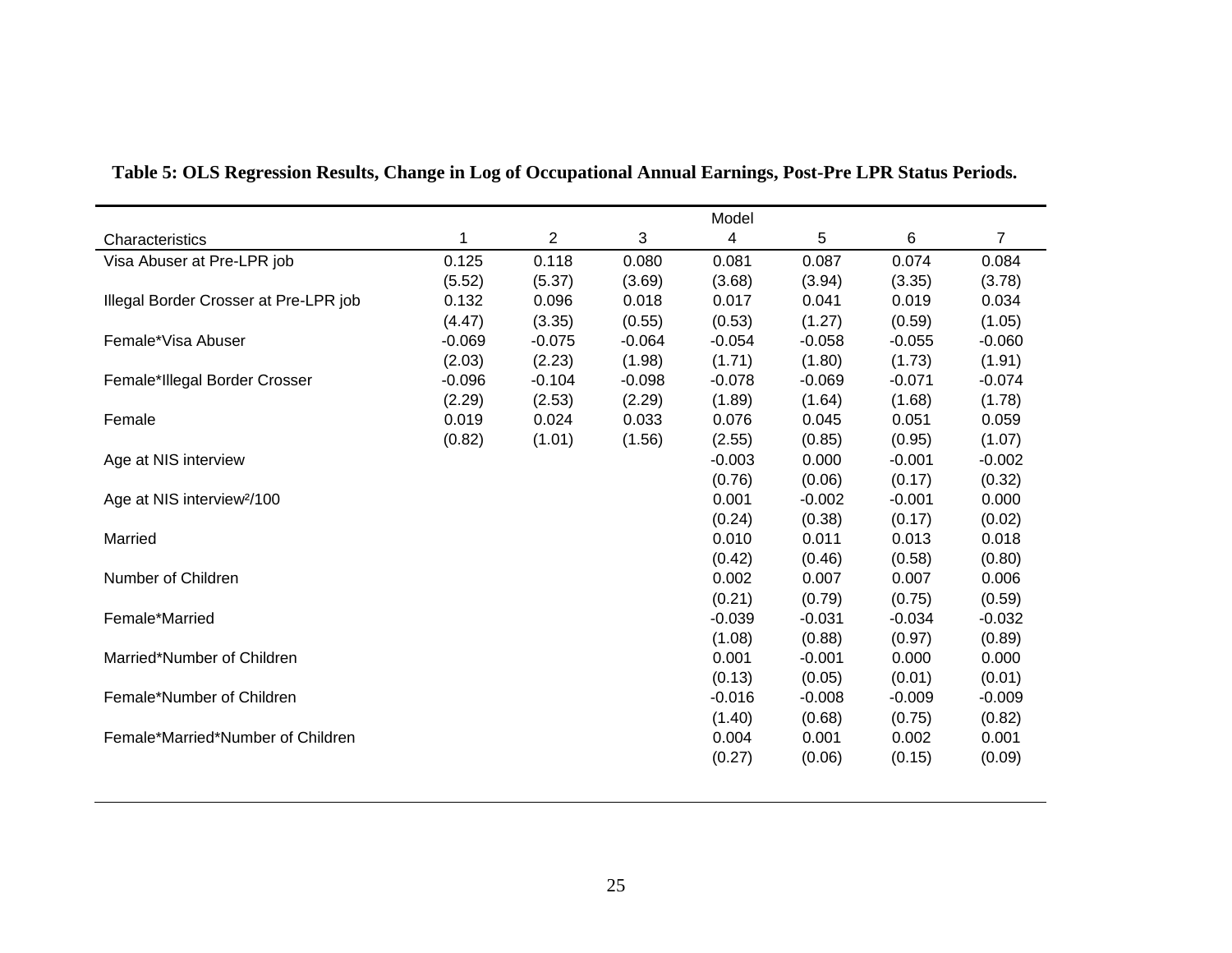**Table 5: OLS Regression Results, Change in Log of Occupational Annual Earnings, Post-Pre LPR Status Periods.**

| | Model | | | | | | |
|---|---|---|---|---|---|---|---|
| Characteristics | 1 | 2 | 3 | 4 | 5 | 6 | 7 |
| Visa Abuser at Pre-LPR job | 0.125 | 0.118 | 0.080 | 0.081 | 0.087 | 0.074 | 0.084 |
| | (5.52) | (5.37) | (3.69) | (3.68) | (3.94) | (3.35) | (3.78) |
| Illegal Border Crosser at Pre-LPR job | 0.132 | 0.096 | 0.018 | 0.017 | 0.041 | 0.019 | 0.034 |
| | (4.47) | (3.35) | (0.55) | (0.53) | (1.27) | (0.59) | (1.05) |
| Female*Visa Abuser | -0.069 | -0.075 | -0.064 | -0.054 | -0.058 | -0.055 | -0.060 |
| | (2.03) | (2.23) | (1.98) | (1.71) | (1.80) | (1.73) | (1.91) |
| Female*Illegal Border Crosser | -0.096 | -0.104 | -0.098 | -0.078 | -0.069 | -0.071 | -0.074 |
| | (2.29) | (2.53) | (2.29) | (1.89) | (1.64) | (1.68) | (1.78) |
| Female | 0.019 | 0.024 | 0.033 | 0.076 | 0.045 | 0.051 | 0.059 |
| | (0.82) | (1.01) | (1.56) | (2.55) | (0.85) | (0.95) | (1.07) |
| Age at NIS interview | | | | -0.003 | 0.000 | -0.001 | -0.002 |
| | | | | (0.76) | (0.06) | (0.17) | (0.32) |
| Age at NIS interview²/100 | | | | 0.001 | -0.002 | -0.001 | 0.000 |
| | | | | (0.24) | (0.38) | (0.17) | (0.02) |
| Married | | | | 0.010 | 0.011 | 0.013 | 0.018 |
| | | | | (0.42) | (0.46) | (0.58) | (0.80) |
| Number of Children | | | | 0.002 | 0.007 | 0.007 | 0.006 |
| | | | | (0.21) | (0.79) | (0.75) | (0.59) |
| Female*Married | | | | -0.039 | -0.031 | -0.034 | -0.032 |
| | | | | (1.08) | (0.88) | (0.97) | (0.89) |
| Married*Number of Children | | | | 0.001 | -0.001 | 0.000 | 0.000 |
| | | | | (0.13) | (0.05) | (0.01) | (0.01) |
| Female*Number of Children | | | | -0.016 | -0.008 | -0.009 | -0.009 |
| | | | | (1.40) | (0.68) | (0.75) | (0.82) |
| Female*Married*Number of Children | | | | 0.004 | 0.001 | 0.002 | 0.001 |
| | | | | (0.27) | (0.06) | (0.15) | (0.09) |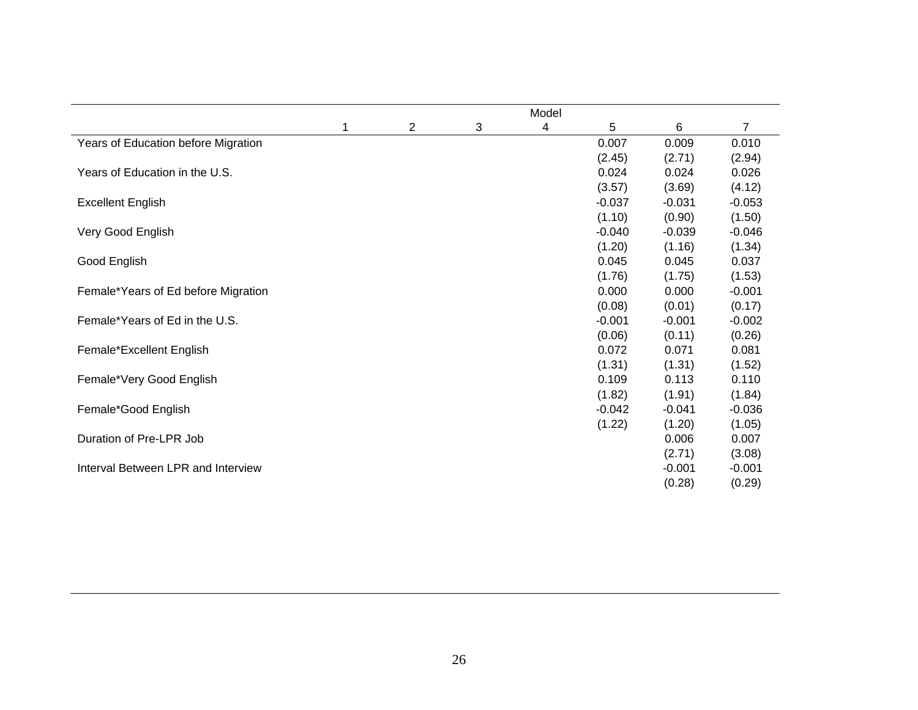| | Model | | | | | | |
|---|---|---|---|---|---|---|---|
| | 1 | 2 | 3 | 4 | 5 | 6 | 7 |
| Years of Education before Migration | | | | | 0.007 | 0.009 | 0.010 |
| | | | | | (2.45) | (2.71) | (2.94) |
| Years of Education in the U.S. | | | | | 0.024 | 0.024 | 0.026 |
| | | | | | (3.57) | (3.69) | (4.12) |
| Excellent English | | | | | -0.037 | -0.031 | -0.053 |
| | | | | | (1.10) | (0.90) | (1.50) |
| Very Good English | | | | | -0.040 | -0.039 | -0.046 |
| | | | | | (1.20) | (1.16) | (1.34) |
| Good English | | | | | 0.045 | 0.045 | 0.037 |
| | | | | | (1.76) | (1.75) | (1.53) |
| Female*Years of Ed before Migration | | | | | 0.000 | 0.000 | -0.001 |
| | | | | | (0.08) | (0.01) | (0.17) |
| Female*Years of Ed in the U.S. | | | | | -0.001 | -0.001 | -0.002 |
| | | | | | (0.06) | (0.11) | (0.26) |
| Female*Excellent English | | | | | 0.072 | 0.071 | 0.081 |
| | | | | | (1.31) | (1.31) | (1.52) |
| Female*Very Good English | | | | | 0.109 | 0.113 | 0.110 |
| | | | | | (1.82) | (1.91) | (1.84) |
| Female*Good English | | | | | -0.042 | -0.041 | -0.036 |
| | | | | | (1.22) | (1.20) | (1.05) |
| Duration of Pre-LPR Job | | | | | | 0.006 | 0.007 |
| | | | | | | (2.71) | (3.08) |
| Interval Between LPR and Interview | | | | | | -0.001 | -0.001 |
| | | | | | | (0.28) | (0.29) |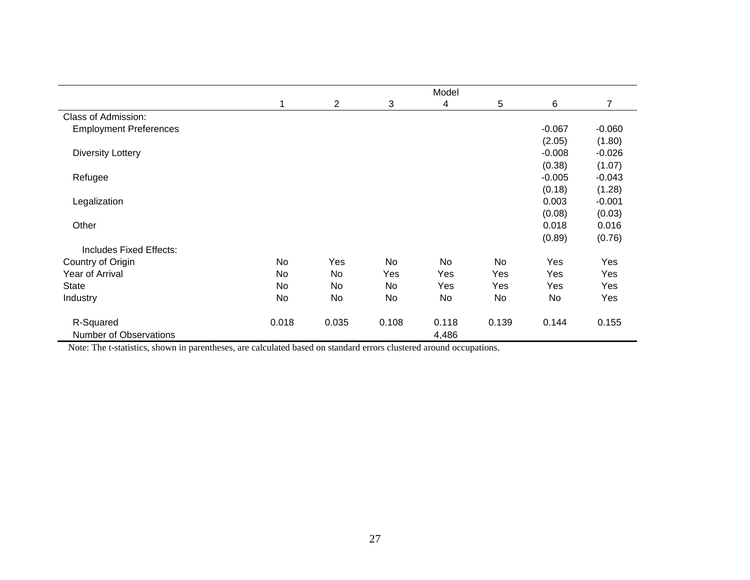| | Model | | | | | | |
|---|---|---|---|---|---|---|---|
| | 1 | 2 | 3 | 4 | 5 | 6 | 7 |
| Class of Admission: | | | | | | | |
| Employment Preferences | | | | | | -0.067 | -0.060 |
| | | | | | | (2.05) | (1.80) |
| Diversity Lottery | | | | | | -0.008 | -0.026 |
| | | | | | | (0.38) | (1.07) |
| Refugee | | | | | | -0.005 | -0.043 |
| | | | | | | (0.18) | (1.28) |
| Legalization | | | | | | 0.003 | -0.001 |
| | | | | | | (0.08) | (0.03) |
| Other | | | | | | 0.018 | 0.016 |
| | | | | | | (0.89) | (0.76) |
| Includes Fixed Effects: | | | | | | | |
| Country of Origin | No | Yes | No | No | No | Yes | Yes |
| Year of Arrival | No | No | Yes | Yes | Yes | Yes | Yes |
| State | No | No | No | Yes | Yes | Yes | Yes |
| Industry | No | No | No | No | No | No | Yes |
| R-Squared | 0.018 | 0.035 | 0.108 | 0.118 | 0.139 | 0.144 | 0.155 |
| Number of Observations | | | | 4,486 | | | |

Note: The t-statistics, shown in parentheses, are calculated based on standard errors clustered around occupations.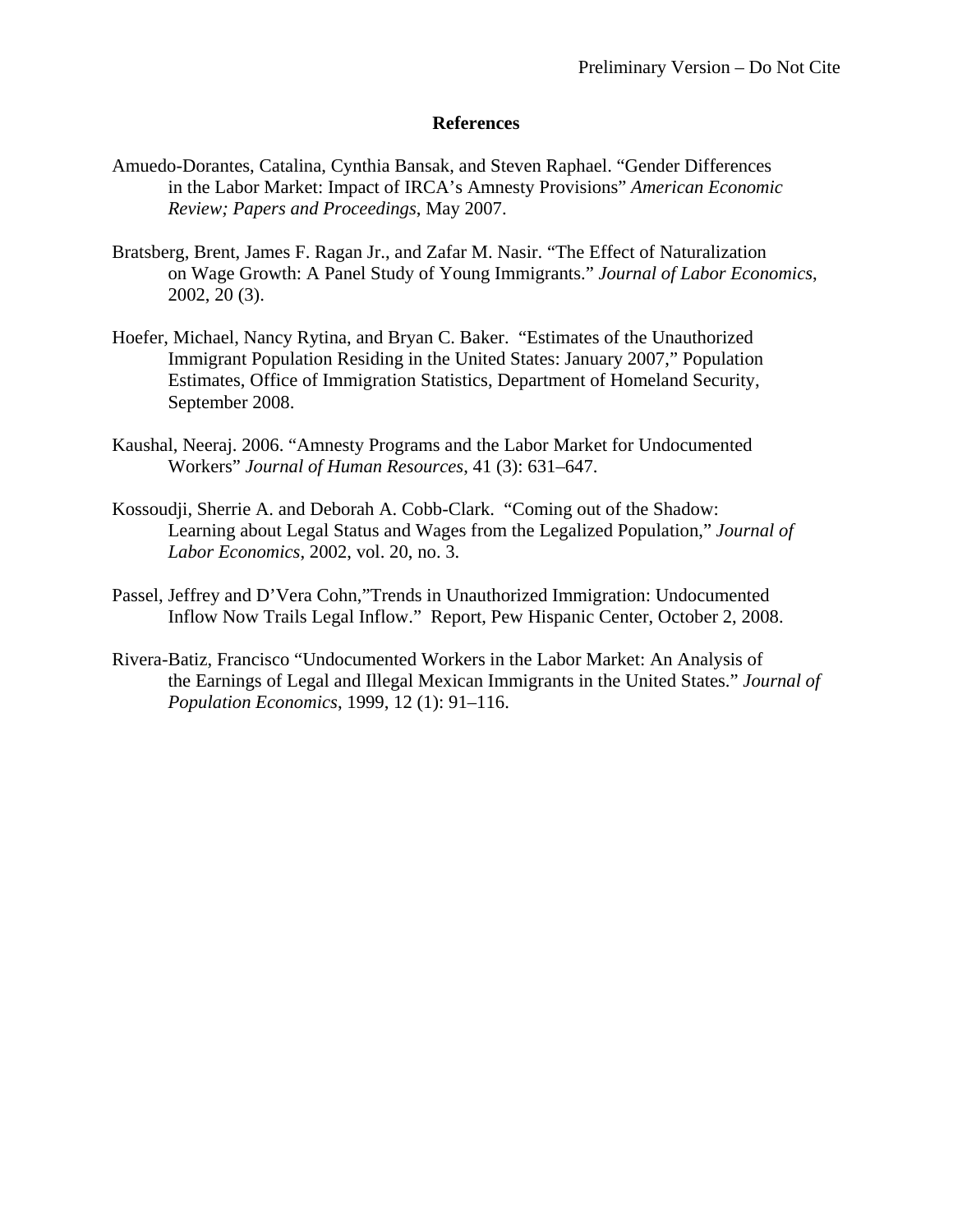## References

Amuedo-Dorantes, Catalina, Cynthia Bansak, and Steven Raphael. "Gender Differences in the Labor Market: Impact of IRCA's Amnesty Provisions" *American Economic Review; Papers and Proceedings*, May 2007.

Bratsberg, Brent, James F. Ragan Jr., and Zafar M. Nasir. "The Effect of Naturalization on Wage Growth: A Panel Study of Young Immigrants." *Journal of Labor Economics*, 2002, 20 (3).

Hoefer, Michael, Nancy Rytina, and Bryan C. Baker. "Estimates of the Unauthorized Immigrant Population Residing in the United States: January 2007," Population Estimates, Office of Immigration Statistics, Department of Homeland Security, September 2008.

Kaushal, Neeraj. 2006. "Amnesty Programs and the Labor Market for Undocumented Workers" *Journal of Human Resources*, 41 (3): 631–647.

Kossoudji, Sherrie A. and Deborah A. Cobb-Clark. "Coming out of the Shadow: Learning about Legal Status and Wages from the Legalized Population," *Journal of Labor Economics*, 2002, vol. 20, no. 3.

Passel, Jeffrey and D'Vera Cohn,"Trends in Unauthorized Immigration: Undocumented Inflow Now Trails Legal Inflow." Report, Pew Hispanic Center, October 2, 2008.

Rivera-Batiz, Francisco "Undocumented Workers in the Labor Market: An Analysis of the Earnings of Legal and Illegal Mexican Immigrants in the United States." *Journal of Population Economics*, 1999, 12 (1): 91–116.